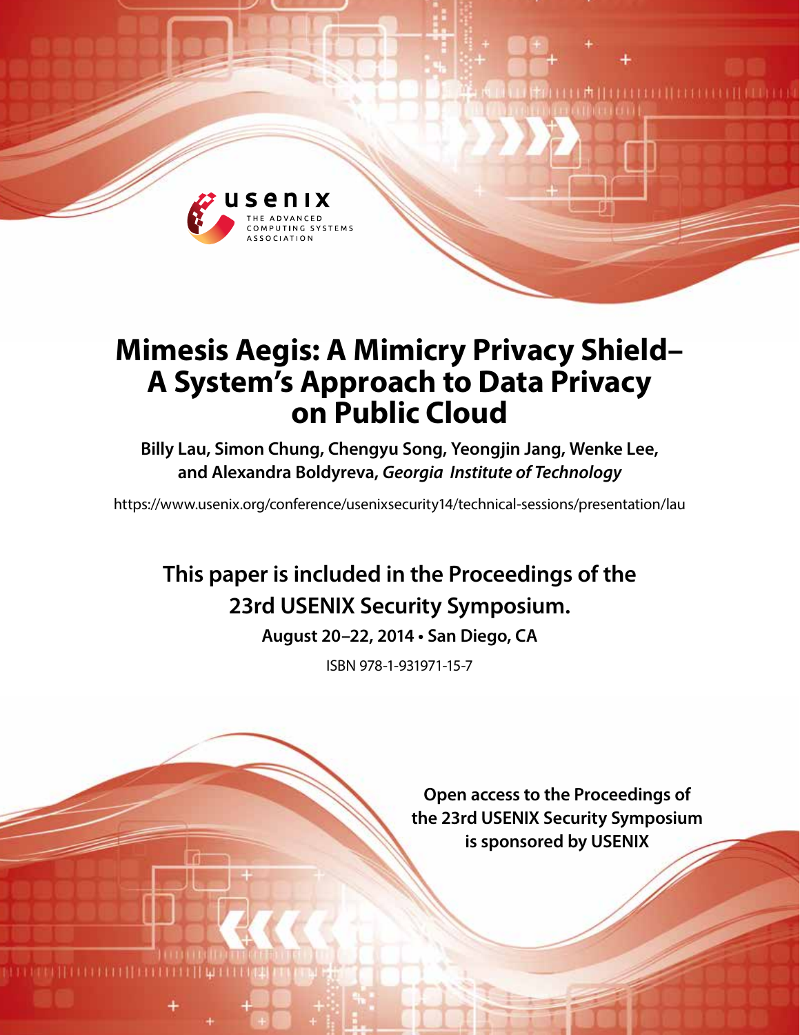# Mimesis Aegis: A Mimicry Privacy Shield– A System's Approach to Data Privacy on Public Cloud

**Billy Lau, Simon Chung, Chengyu Song, Yeongjin Jang, Wenke Lee, and Alexandra Boldyreva,** ***Georgia Institute of Technology***

https://www.usenix.org/conference/usenixsecurity14/technical-sessions/presentation/lau

**This paper is included in the Proceedings of the 23rd USENIX Security Symposium.**

**August 20–22, 2014 • San Diego, CA**

ISBN 978-1-931971-15-7

**Open access to the Proceedings of the 23rd USENIX Security Symposium is sponsored by USENIX**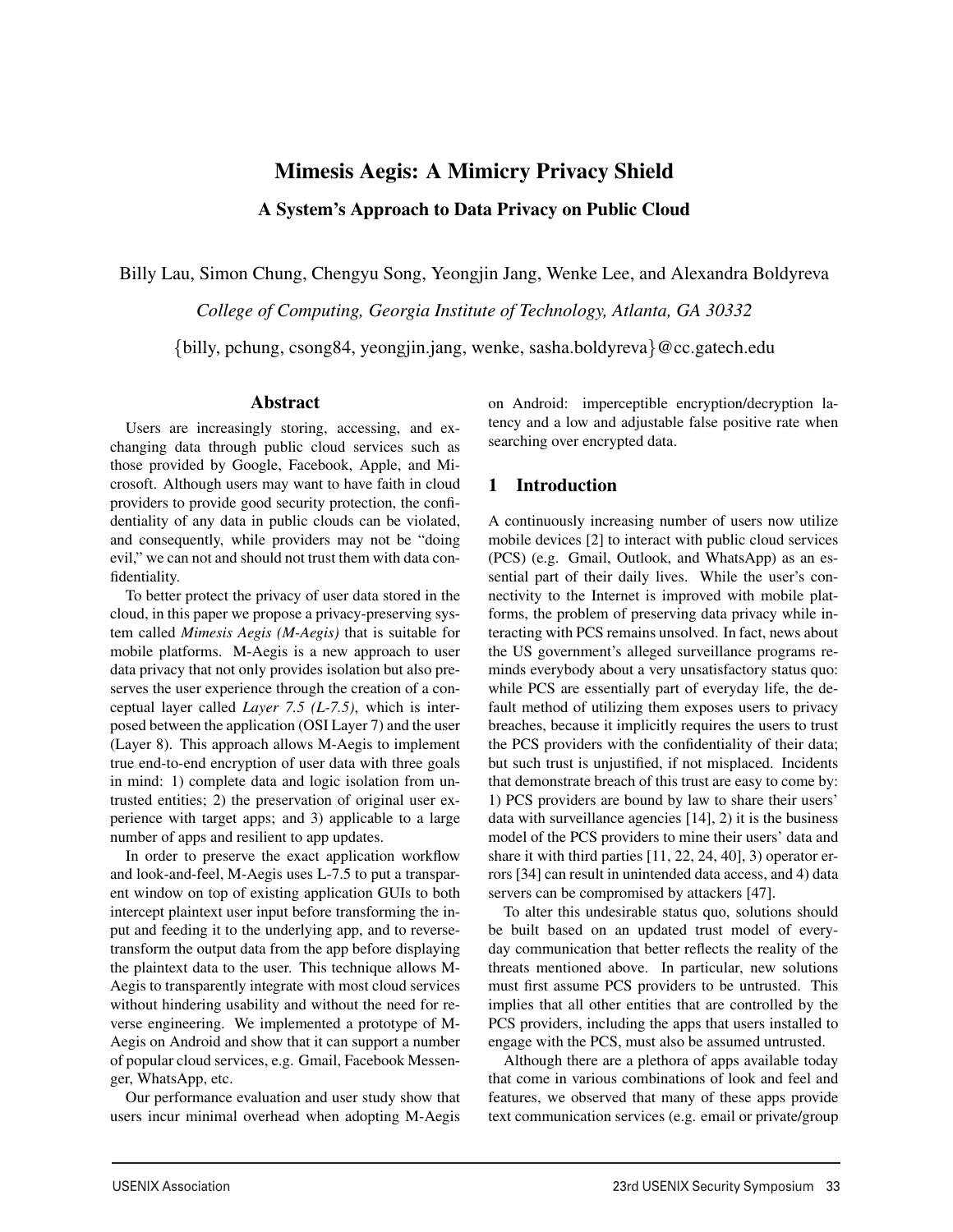# Mimesis Aegis: A Mimicry Privacy Shield

## A System's Approach to Data Privacy on Public Cloud

Billy Lau, Simon Chung, Chengyu Song, Yeongjin Jang, Wenke Lee, and Alexandra Boldyreva

*College of Computing, Georgia Institute of Technology, Atlanta, GA 30332*

{billy, pchung, csong84, yeongjin.jang, wenke, sasha.boldyreva}@cc.gatech.edu

## Abstract

Users are increasingly storing, accessing, and exchanging data through public cloud services such as those provided by Google, Facebook, Apple, and Microsoft. Although users may want to have faith in cloud providers to provide good security protection, the confidentiality of any data in public clouds can be violated, and consequently, while providers may not be "doing evil," we can not and should not trust them with data confidentiality.

To better protect the privacy of user data stored in the cloud, in this paper we propose a privacy-preserving system called *Mimesis Aegis (M-Aegis)* that is suitable for mobile platforms. M-Aegis is a new approach to user data privacy that not only provides isolation but also preserves the user experience through the creation of a conceptual layer called *Layer 7.5 (L-7.5)*, which is interposed between the application (OSI Layer 7) and the user (Layer 8). This approach allows M-Aegis to implement true end-to-end encryption of user data with three goals in mind: 1) complete data and logic isolation from untrusted entities; 2) the preservation of original user experience with target apps; and 3) applicable to a large number of apps and resilient to app updates.

In order to preserve the exact application workflow and look-and-feel, M-Aegis uses L-7.5 to put a transparent window on top of existing application GUIs to both intercept plaintext user input before transforming the input and feeding it to the underlying app, and to reverse-transform the output data from the app before displaying the plaintext data to the user. This technique allows M-Aegis to transparently integrate with most cloud services without hindering usability and without the need for reverse engineering. We implemented a prototype of M-Aegis on Android and show that it can support a number of popular cloud services, e.g. Gmail, Facebook Messenger, WhatsApp, etc.

Our performance evaluation and user study show that users incur minimal overhead when adopting M-Aegis on Android: imperceptible encryption/decryption latency and a low and adjustable false positive rate when searching over encrypted data.

## 1 Introduction

A continuously increasing number of users now utilize mobile devices [2] to interact with public cloud services (PCS) (e.g. Gmail, Outlook, and WhatsApp) as an essential part of their daily lives. While the user's connectivity to the Internet is improved with mobile platforms, the problem of preserving data privacy while interacting with PCS remains unsolved. In fact, news about the US government's alleged surveillance programs reminds everybody about a very unsatisfactory status quo: while PCS are essentially part of everyday life, the default method of utilizing them exposes users to privacy breaches, because it implicitly requires the users to trust the PCS providers with the confidentiality of their data; but such trust is unjustified, if not misplaced. Incidents that demonstrate breach of this trust are easy to come by: 1) PCS providers are bound by law to share their users' data with surveillance agencies [14], 2) it is the business model of the PCS providers to mine their users' data and share it with third parties [11, 22, 24, 40], 3) operator errors [34] can result in unintended data access, and 4) data servers can be compromised by attackers [47].

To alter this undesirable status quo, solutions should be built based on an updated trust model of everyday communication that better reflects the reality of the threats mentioned above. In particular, new solutions must first assume PCS providers to be untrusted. This implies that all other entities that are controlled by the PCS providers, including the apps that users installed to engage with the PCS, must also be assumed untrusted.

Although there are a plethora of apps available today that come in various combinations of look and feel and features, we observed that many of these apps provide text communication services (e.g. email or private/group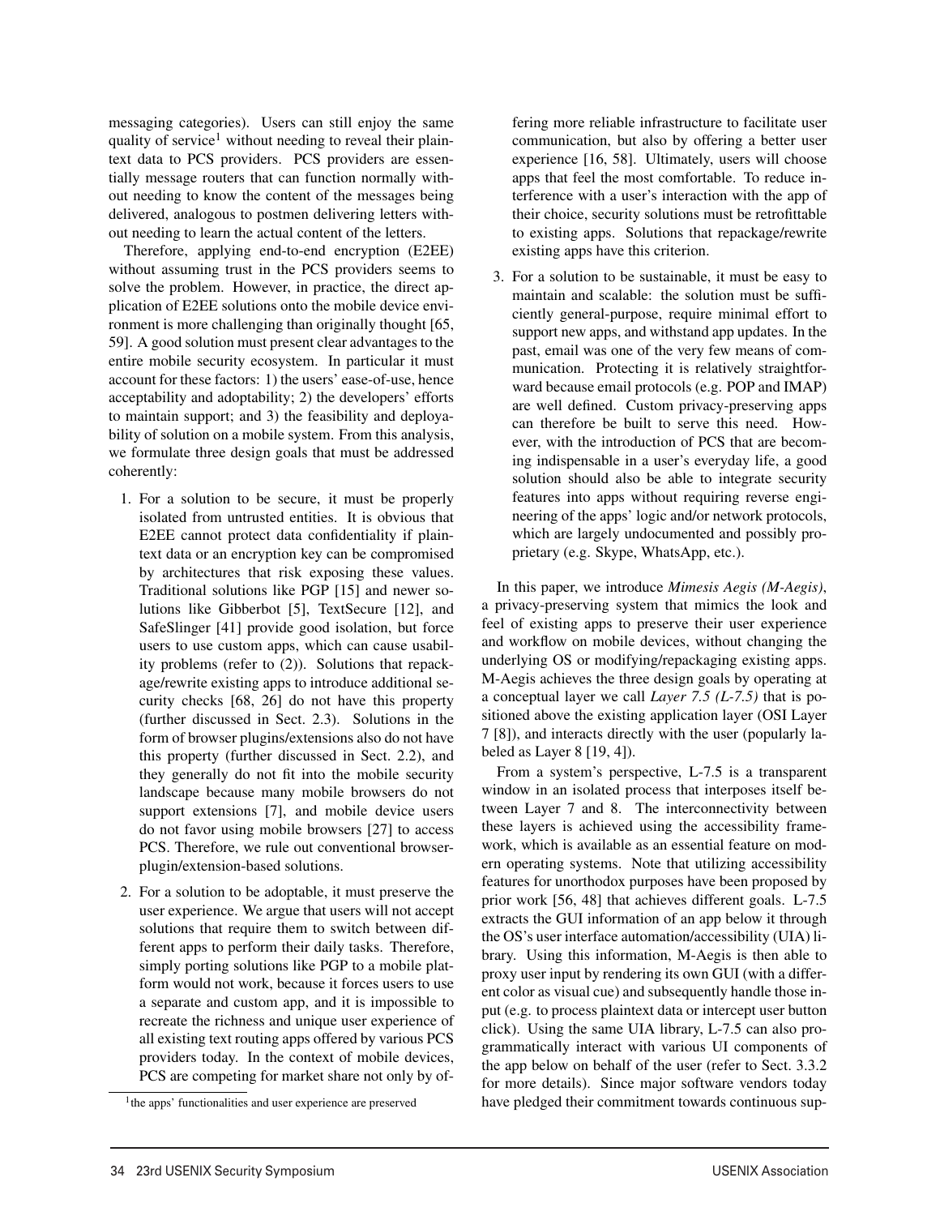messaging categories). Users can still enjoy the same quality of service[1] without needing to reveal their plaintext data to PCS providers. PCS providers are essentially message routers that can function normally without needing to know the content of the messages being delivered, analogous to postmen delivering letters without needing to learn the actual content of the letters.

Therefore, applying end-to-end encryption (E2EE) without assuming trust in the PCS providers seems to solve the problem. However, in practice, the direct application of E2EE solutions onto the mobile device environment is more challenging than originally thought [65, 59]. A good solution must present clear advantages to the entire mobile security ecosystem. In particular it must account for these factors: 1) the users' ease-of-use, hence acceptability and adoptability; 2) the developers' efforts to maintain support; and 3) the feasibility and deployability of solution on a mobile system. From this analysis, we formulate three design goals that must be addressed coherently:

1. For a solution to be secure, it must be properly isolated from untrusted entities. It is obvious that E2EE cannot protect data confidentiality if plaintext data or an encryption key can be compromised by architectures that risk exposing these values. Traditional solutions like PGP [15] and newer solutions like Gibberbot [5], TextSecure [12], and SafeSlinger [41] provide good isolation, but force users to use custom apps, which can cause usability problems (refer to (2)). Solutions that repackage/rewrite existing apps to introduce additional security checks [68, 26] do not have this property (further discussed in Sect. 2.3). Solutions in the form of browser plugins/extensions also do not have this property (further discussed in Sect. 2.2), and they generally do not fit into the mobile security landscape because many mobile browsers do not support extensions [7], and mobile device users do not favor using mobile browsers [27] to access PCS. Therefore, we rule out conventional browser-plugin/extension-based solutions.

2. For a solution to be adoptable, it must preserve the user experience. We argue that users will not accept solutions that require them to switch between different apps to perform their daily tasks. Therefore, simply porting solutions like PGP to a mobile platform would not work, because it forces users to use a separate and custom app, and it is impossible to recreate the richness and unique user experience of all existing text routing apps offered by various PCS providers today. In the context of mobile devices, PCS are competing for market share not only by offering more reliable infrastructure to facilitate user communication, but also by offering a better user experience [16, 58]. Ultimately, users will choose apps that feel the most comfortable. To reduce interference with a user's interaction with the app of their choice, security solutions must be retrofittable to existing apps. Solutions that repackage/rewrite existing apps have this criterion.

3. For a solution to be sustainable, it must be easy to maintain and scalable: the solution must be sufficiently general-purpose, require minimal effort to support new apps, and withstand app updates. In the past, email was one of the very few means of communication. Protecting it is relatively straightforward because email protocols (e.g. POP and IMAP) are well defined. Custom privacy-preserving apps can therefore be built to serve this need. However, with the introduction of PCS that are becoming indispensable in a user's everyday life, a good solution should also be able to integrate security features into apps without requiring reverse engineering of the apps' logic and/or network protocols, which are largely undocumented and possibly proprietary (e.g. Skype, WhatsApp, etc.).

In this paper, we introduce *Mimesis Aegis (M-Aegis)*, a privacy-preserving system that mimics the look and feel of existing apps to preserve their user experience and workflow on mobile devices, without changing the underlying OS or modifying/repackaging existing apps. M-Aegis achieves the three design goals by operating at a conceptual layer we call *Layer 7.5 (L-7.5)* that is positioned above the existing application layer (OSI Layer 7 [8]), and interacts directly with the user (popularly labeled as Layer 8 [19, 4]).

From a system's perspective, L-7.5 is a transparent window in an isolated process that interposes itself between Layer 7 and 8. The interconnectivity between these layers is achieved using the accessibility framework, which is available as an essential feature on modern operating systems. Note that utilizing accessibility features for unorthodox purposes have been proposed by prior work [56, 48] that achieves different goals. L-7.5 extracts the GUI information of an app below it through the OS's user interface automation/accessibility (UIA) library. Using this information, M-Aegis is then able to proxy user input by rendering its own GUI (with a different color as visual cue) and subsequently handle those input (e.g. to process plaintext data or intercept user button click). Using the same UIA library, L-7.5 can also programmatically interact with various UI components of the app below on behalf of the user (refer to Sect. 3.3.2 for more details). Since major software vendors today have pledged their commitment towards continuous sup-

[1] the apps' functionalities and user experience are preserved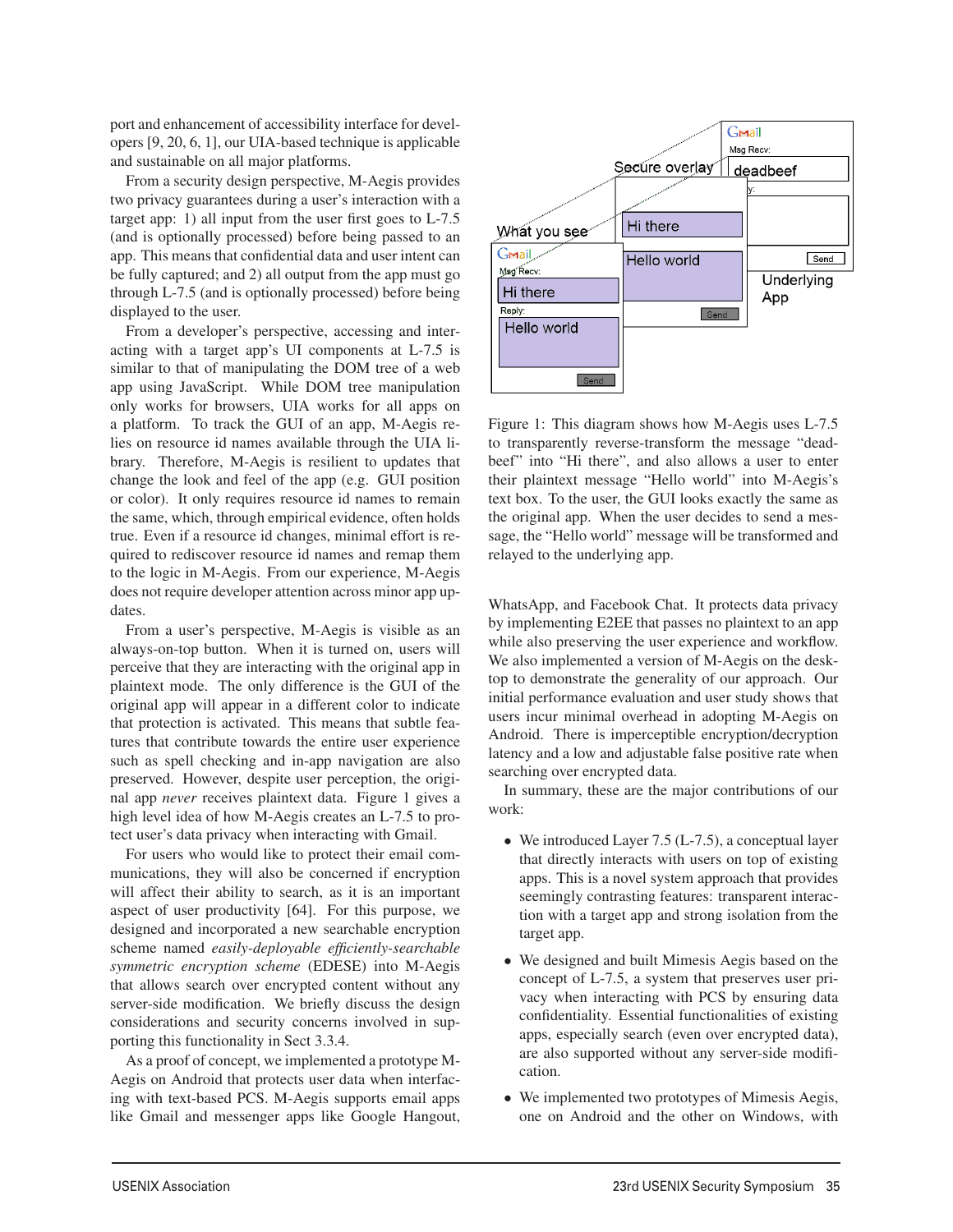port and enhancement of accessibility interface for developers [9, 20, 6, 1], our UIA-based technique is applicable and sustainable on all major platforms.

From a security design perspective, M-Aegis provides two privacy guarantees during a user's interaction with a target app: 1) all input from the user first goes to L-7.5 (and is optionally processed) before being passed to an app. This means that confidential data and user intent can be fully captured; and 2) all output from the app must go through L-7.5 (and is optionally processed) before being displayed to the user.

From a developer's perspective, accessing and interacting with a target app's UI components at L-7.5 is similar to that of manipulating the DOM tree of a web app using JavaScript. While DOM tree manipulation only works for browsers, UIA works for all apps on a platform. To track the GUI of an app, M-Aegis relies on resource id names available through the UIA library. Therefore, M-Aegis is resilient to updates that change the look and feel of the app (e.g. GUI position or color). It only requires resource id names to remain the same, which, through empirical evidence, often holds true. Even if a resource id changes, minimal effort is required to rediscover resource id names and remap them to the logic in M-Aegis. From our experience, M-Aegis does not require developer attention across minor app updates.

From a user's perspective, M-Aegis is visible as an always-on-top button. When it is turned on, users will perceive that they are interacting with the original app in plaintext mode. The only difference is the GUI of the original app will appear in a different color to indicate that protection is activated. This means that subtle features that contribute towards the entire user experience such as spell checking and in-app navigation are also preserved. However, despite user perception, the original app *never* receives plaintext data. Figure 1 gives a high level idea of how M-Aegis creates an L-7.5 to protect user's data privacy when interacting with Gmail.

For users who would like to protect their email communications, they will also be concerned if encryption will affect their ability to search, as it is an important aspect of user productivity [64]. For this purpose, we designed and incorporated a new searchable encryption scheme named *easily-deployable efficiently-searchable symmetric encryption scheme* (EDESE) into M-Aegis that allows search over encrypted content without any server-side modification. We briefly discuss the design considerations and security concerns involved in supporting this functionality in Sect 3.3.4.

As a proof of concept, we implemented a prototype M-Aegis on Android that protects user data when interfacing with text-based PCS. M-Aegis supports email apps like Gmail and messenger apps like Google Hangout, WhatsApp, and Facebook Chat. It protects data privacy by implementing E2EE that passes no plaintext to an app while also preserving the user experience and workflow. We also implemented a version of M-Aegis on the desktop to demonstrate the generality of our approach. Our initial performance evaluation and user study shows that users incur minimal overhead in adopting M-Aegis on Android. There is imperceptible encryption/decryption latency and a low and adjustable false positive rate when searching over encrypted data.

Figure 1: This diagram shows how M-Aegis uses L-7.5 to transparently reverse-transform the message "deadbeef" into "Hi there", and also allows a user to enter their plaintext message "Hello world" into M-Aegis's text box. To the user, the GUI looks exactly the same as the original app. When the user decides to send a message, the "Hello world" message will be transformed and relayed to the underlying app.

In summary, these are the major contributions of our work:

- We introduced Layer 7.5 (L-7.5), a conceptual layer that directly interacts with users on top of existing apps. This is a novel system approach that provides seemingly contrasting features: transparent interaction with a target app and strong isolation from the target app.
- We designed and built Mimesis Aegis based on the concept of L-7.5, a system that preserves user privacy when interacting with PCS by ensuring data confidentiality. Essential functionalities of existing apps, especially search (even over encrypted data), are also supported without any server-side modification.
- We implemented two prototypes of Mimesis Aegis, one on Android and the other on Windows, with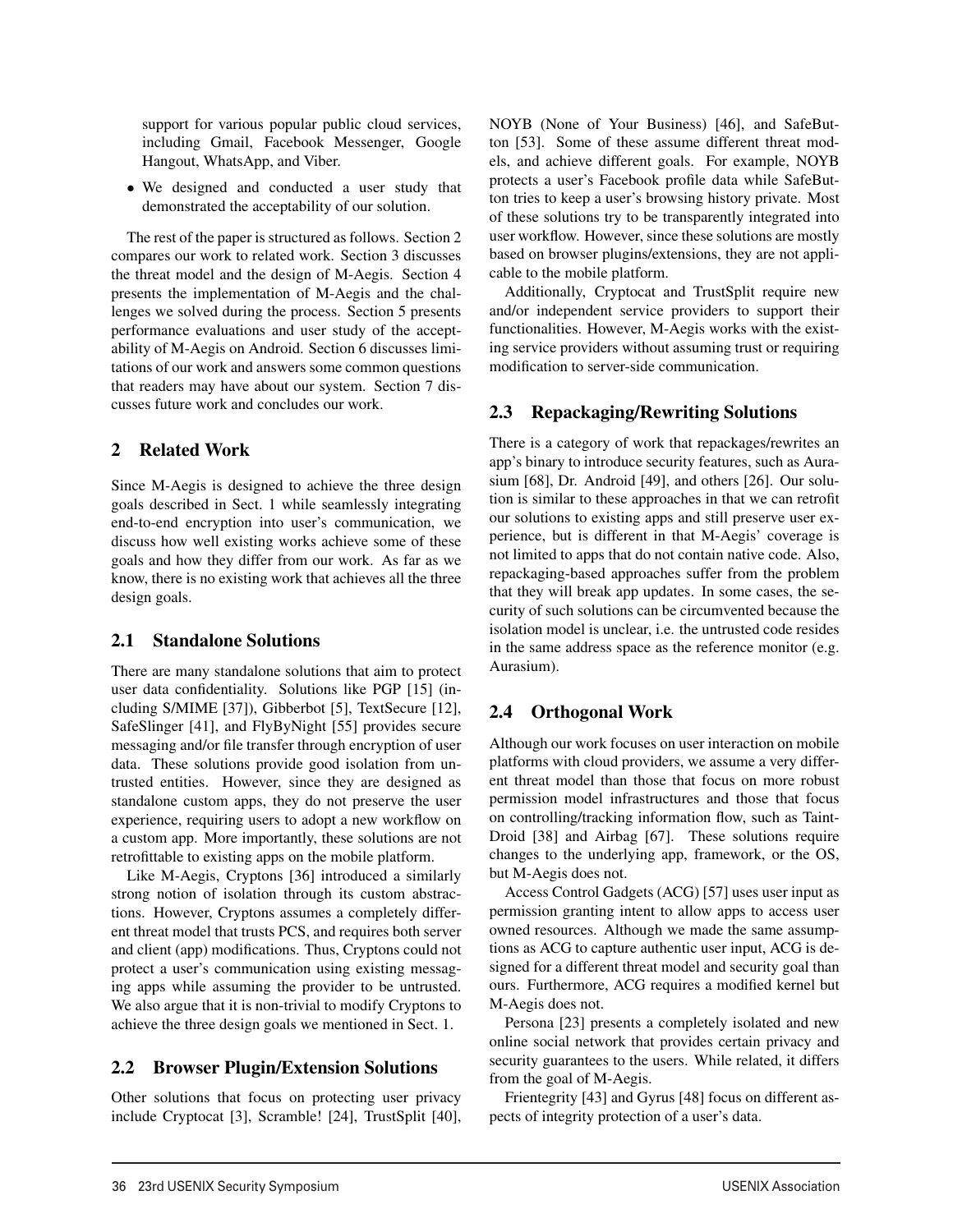support for various popular public cloud services, including Gmail, Facebook Messenger, Google Hangout, WhatsApp, and Viber.

- We designed and conducted a user study that demonstrated the acceptability of our solution.

The rest of the paper is structured as follows. Section 2 compares our work to related work. Section 3 discusses the threat model and the design of M-Aegis. Section 4 presents the implementation of M-Aegis and the challenges we solved during the process. Section 5 presents performance evaluations and user study of the acceptability of M-Aegis on Android. Section 6 discusses limitations of our work and answers some common questions that readers may have about our system. Section 7 discusses future work and concludes our work.

## 2 Related Work

Since M-Aegis is designed to achieve the three design goals described in Sect. 1 while seamlessly integrating end-to-end encryption into user's communication, we discuss how well existing works achieve some of these goals and how they differ from our work. As far as we know, there is no existing work that achieves all the three design goals.

### 2.1 Standalone Solutions

There are many standalone solutions that aim to protect user data confidentiality. Solutions like PGP [15] (including S/MIME [37]), Gibberbot [5], TextSecure [12], SafeSlinger [41], and FlyByNight [55] provides secure messaging and/or file transfer through encryption of user data. These solutions provide good isolation from untrusted entities. However, since they are designed as standalone custom apps, they do not preserve the user experience, requiring users to adopt a new workflow on a custom app. More importantly, these solutions are not retrofittable to existing apps on the mobile platform.

Like M-Aegis, Cryptons [36] introduced a similarly strong notion of isolation through its custom abstractions. However, Cryptons assumes a completely different threat model that trusts PCS, and requires both server and client (app) modifications. Thus, Cryptons could not protect a user's communication using existing messaging apps while assuming the provider to be untrusted. We also argue that it is non-trivial to modify Cryptons to achieve the three design goals we mentioned in Sect. 1.

### 2.2 Browser Plugin/Extension Solutions

Other solutions that focus on protecting user privacy include Cryptocat [3], Scramble! [24], TrustSplit [40], NOYB (None of Your Business) [46], and SafeButton [53]. Some of these assume different threat models, and achieve different goals. For example, NOYB protects a user's Facebook profile data while SafeButton tries to keep a user's browsing history private. Most of these solutions try to be transparently integrated into user workflow. However, since these solutions are mostly based on browser plugins/extensions, they are not applicable to the mobile platform.

Additionally, Cryptocat and TrustSplit require new and/or independent service providers to support their functionalities. However, M-Aegis works with the existing service providers without assuming trust or requiring modification to server-side communication.

### 2.3 Repackaging/Rewriting Solutions

There is a category of work that repackages/rewrites an app's binary to introduce security features, such as Aurasium [68], Dr. Android [49], and others [26]. Our solution is similar to these approaches in that we can retrofit our solutions to existing apps and still preserve user experience, but is different in that M-Aegis' coverage is not limited to apps that do not contain native code. Also, repackaging-based approaches suffer from the problem that they will break app updates. In some cases, the security of such solutions can be circumvented because the isolation model is unclear, i.e. the untrusted code resides in the same address space as the reference monitor (e.g. Aurasium).

### 2.4 Orthogonal Work

Although our work focuses on user interaction on mobile platforms with cloud providers, we assume a very different threat model than those that focus on more robust permission model infrastructures and those that focus on controlling/tracking information flow, such as TaintDroid [38] and Airbag [67]. These solutions require changes to the underlying app, framework, or the OS, but M-Aegis does not.

Access Control Gadgets (ACG) [57] uses user input as permission granting intent to allow apps to access user owned resources. Although we made the same assumptions as ACG to capture authentic user input, ACG is designed for a different threat model and security goal than ours. Furthermore, ACG requires a modified kernel but M-Aegis does not.

Persona [23] presents a completely isolated and new online social network that provides certain privacy and security guarantees to the users. While related, it differs from the goal of M-Aegis.

Frientegrity [43] and Gyrus [48] focus on different aspects of integrity protection of a user's data.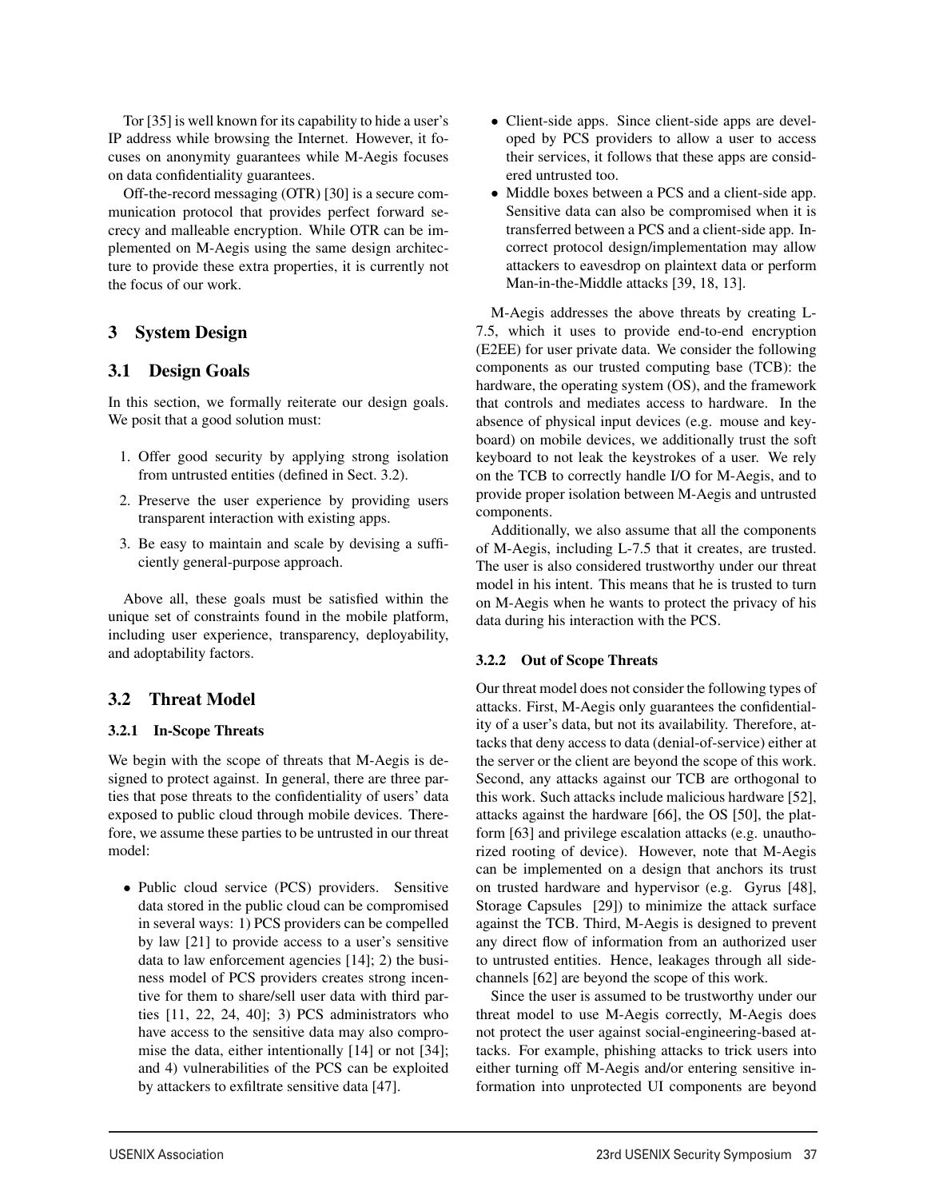Tor [35] is well known for its capability to hide a user's IP address while browsing the Internet. However, it focuses on anonymity guarantees while M-Aegis focuses on data confidentiality guarantees.

Off-the-record messaging (OTR) [30] is a secure communication protocol that provides perfect forward secrecy and malleable encryption. While OTR can be implemented on M-Aegis using the same design architecture to provide these extra properties, it is currently not the focus of our work.

## 3 System Design

### 3.1 Design Goals

In this section, we formally reiterate our design goals. We posit that a good solution must:

1. Offer good security by applying strong isolation from untrusted entities (defined in Sect. 3.2).
2. Preserve the user experience by providing users transparent interaction with existing apps.
3. Be easy to maintain and scale by devising a sufficiently general-purpose approach.

Above all, these goals must be satisfied within the unique set of constraints found in the mobile platform, including user experience, transparency, deployability, and adoptability factors.

### 3.2 Threat Model

#### 3.2.1 In-Scope Threats

We begin with the scope of threats that M-Aegis is designed to protect against. In general, there are three parties that pose threats to the confidentiality of users' data exposed to public cloud through mobile devices. Therefore, we assume these parties to be untrusted in our threat model:

- Public cloud service (PCS) providers. Sensitive data stored in the public cloud can be compromised in several ways: 1) PCS providers can be compelled by law [21] to provide access to a user's sensitive data to law enforcement agencies [14]; 2) the business model of PCS providers creates strong incentive for them to share/sell user data with third parties [11, 22, 24, 40]; 3) PCS administrators who have access to the sensitive data may also compromise the data, either intentionally [14] or not [34]; and 4) vulnerabilities of the PCS can be exploited by attackers to exfiltrate sensitive data [47].
- Client-side apps. Since client-side apps are developed by PCS providers to allow a user to access their services, it follows that these apps are considered untrusted too.
- Middle boxes between a PCS and a client-side app. Sensitive data can also be compromised when it is transferred between a PCS and a client-side app. Incorrect protocol design/implementation may allow attackers to eavesdrop on plaintext data or perform Man-in-the-Middle attacks [39, 18, 13].

M-Aegis addresses the above threats by creating L-7.5, which it uses to provide end-to-end encryption (E2EE) for user private data. We consider the following components as our trusted computing base (TCB): the hardware, the operating system (OS), and the framework that controls and mediates access to hardware. In the absence of physical input devices (e.g. mouse and keyboard) on mobile devices, we additionally trust the soft keyboard to not leak the keystrokes of a user. We rely on the TCB to correctly handle I/O for M-Aegis, and to provide proper isolation between M-Aegis and untrusted components.

Additionally, we also assume that all the components of M-Aegis, including L-7.5 that it creates, are trusted. The user is also considered trustworthy under our threat model in his intent. This means that he is trusted to turn on M-Aegis when he wants to protect the privacy of his data during his interaction with the PCS.

#### 3.2.2 Out of Scope Threats

Our threat model does not consider the following types of attacks. First, M-Aegis only guarantees the confidentiality of a user's data, but not its availability. Therefore, attacks that deny access to data (denial-of-service) either at the server or the client are beyond the scope of this work. Second, any attacks against our TCB are orthogonal to this work. Such attacks include malicious hardware [52], attacks against the hardware [66], the OS [50], the platform [63] and privilege escalation attacks (e.g. unauthorized rooting of device). However, note that M-Aegis can be implemented on a design that anchors its trust on trusted hardware and hypervisor (e.g. Gyrus [48], Storage Capsules [29]) to minimize the attack surface against the TCB. Third, M-Aegis is designed to prevent any direct flow of information from an authorized user to untrusted entities. Hence, leakages through all side-channels [62] are beyond the scope of this work.

Since the user is assumed to be trustworthy under our threat model to use M-Aegis correctly, M-Aegis does not protect the user against social-engineering-based attacks. For example, phishing attacks to trick users into either turning off M-Aegis and/or entering sensitive information into unprotected UI components are beyond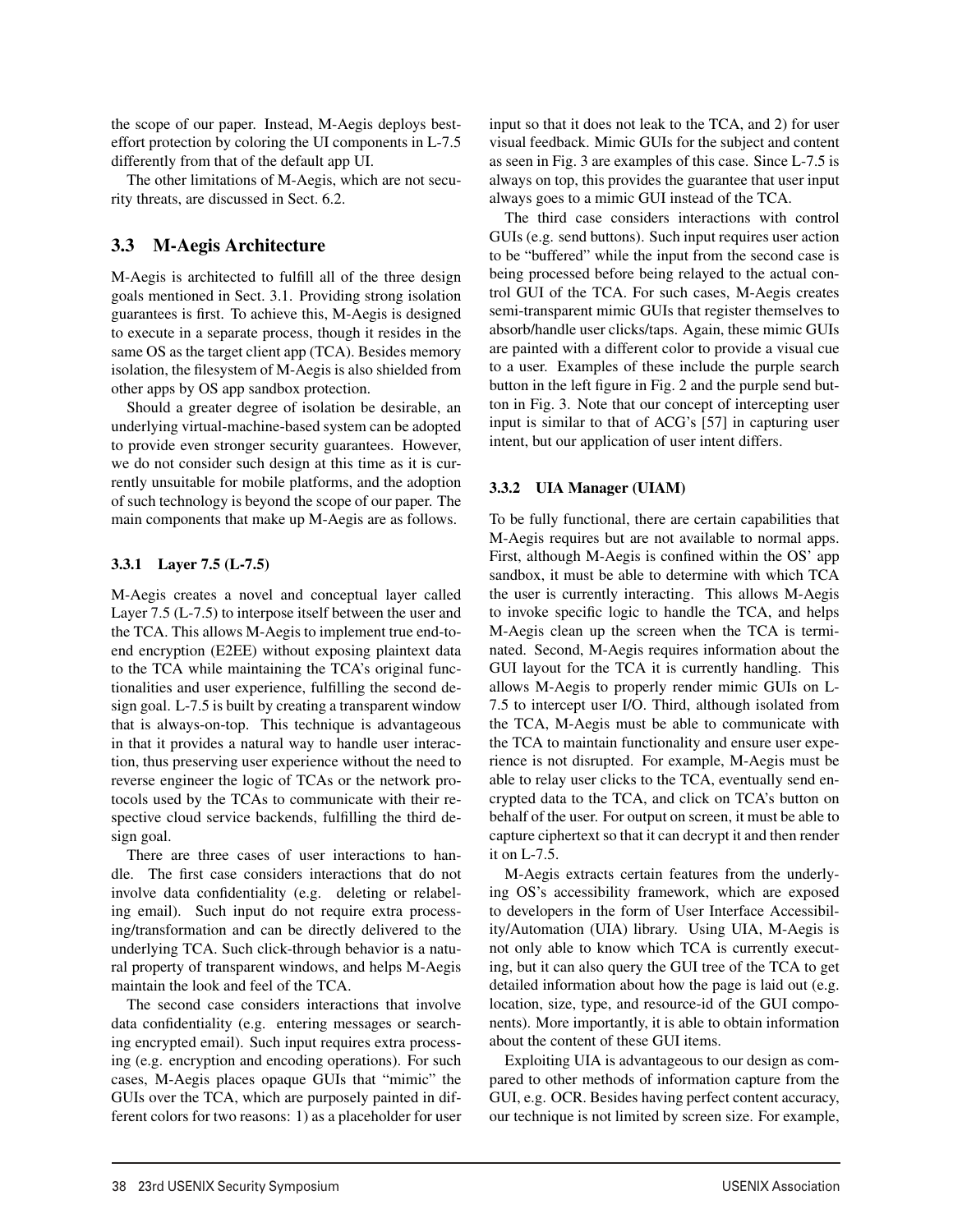the scope of our paper. Instead, M-Aegis deploys best-effort protection by coloring the UI components in L-7.5 differently from that of the default app UI.

The other limitations of M-Aegis, which are not security threats, are discussed in Sect. 6.2.

## 3.3 M-Aegis Architecture

M-Aegis is architected to fulfill all of the three design goals mentioned in Sect. 3.1. Providing strong isolation guarantees is first. To achieve this, M-Aegis is designed to execute in a separate process, though it resides in the same OS as the target client app (TCA). Besides memory isolation, the filesystem of M-Aegis is also shielded from other apps by OS app sandbox protection.

Should a greater degree of isolation be desirable, an underlying virtual-machine-based system can be adopted to provide even stronger security guarantees. However, we do not consider such design at this time as it is currently unsuitable for mobile platforms, and the adoption of such technology is beyond the scope of our paper. The main components that make up M-Aegis are as follows.

### 3.3.1 Layer 7.5 (L-7.5)

M-Aegis creates a novel and conceptual layer called Layer 7.5 (L-7.5) to interpose itself between the user and the TCA. This allows M-Aegis to implement true end-to-end encryption (E2EE) without exposing plaintext data to the TCA while maintaining the TCA's original functionalities and user experience, fulfilling the second design goal. L-7.5 is built by creating a transparent window that is always-on-top. This technique is advantageous in that it provides a natural way to handle user interaction, thus preserving user experience without the need to reverse engineer the logic of TCAs or the network protocols used by the TCAs to communicate with their respective cloud service backends, fulfilling the third design goal.

There are three cases of user interactions to handle. The first case considers interactions that do not involve data confidentiality (e.g. deleting or relabeling email). Such input do not require extra processing/transformation and can be directly delivered to the underlying TCA. Such click-through behavior is a natural property of transparent windows, and helps M-Aegis maintain the look and feel of the TCA.

The second case considers interactions that involve data confidentiality (e.g. entering messages or searching encrypted email). Such input requires extra processing (e.g. encryption and encoding operations). For such cases, M-Aegis places opaque GUIs that "mimic" the GUIs over the TCA, which are purposely painted in different colors for two reasons: 1) as a placeholder for user input so that it does not leak to the TCA, and 2) for user visual feedback. Mimic GUIs for the subject and content as seen in Fig. 3 are examples of this case. Since L-7.5 is always on top, this provides the guarantee that user input always goes to a mimic GUI instead of the TCA.

The third case considers interactions with control GUIs (e.g. send buttons). Such input requires user action to be "buffered" while the input from the second case is being processed before being relayed to the actual control GUI of the TCA. For such cases, M-Aegis creates semi-transparent mimic GUIs that register themselves to absorb/handle user clicks/taps. Again, these mimic GUIs are painted with a different color to provide a visual cue to a user. Examples of these include the purple search button in the left figure in Fig. 2 and the purple send button in Fig. 3. Note that our concept of intercepting user input is similar to that of ACG's [57] in capturing user intent, but our application of user intent differs.

### 3.3.2 UIA Manager (UIAM)

To be fully functional, there are certain capabilities that M-Aegis requires but are not available to normal apps. First, although M-Aegis is confined within the OS' app sandbox, it must be able to determine with which TCA the user is currently interacting. This allows M-Aegis to invoke specific logic to handle the TCA, and helps M-Aegis clean up the screen when the TCA is terminated. Second, M-Aegis requires information about the GUI layout for the TCA it is currently handling. This allows M-Aegis to properly render mimic GUIs on L-7.5 to intercept user I/O. Third, although isolated from the TCA, M-Aegis must be able to communicate with the TCA to maintain functionality and ensure user experience is not disrupted. For example, M-Aegis must be able to relay user clicks to the TCA, eventually send encrypted data to the TCA, and click on TCA's button on behalf of the user. For output on screen, it must be able to capture ciphertext so that it can decrypt it and then render it on L-7.5.

M-Aegis extracts certain features from the underlying OS's accessibility framework, which are exposed to developers in the form of User Interface Accessibility/Automation (UIA) library. Using UIA, M-Aegis is not only able to know which TCA is currently executing, but it can also query the GUI tree of the TCA to get detailed information about how the page is laid out (e.g. location, size, type, and resource-id of the GUI components). More importantly, it is able to obtain information about the content of these GUI items.

Exploiting UIA is advantageous to our design as compared to other methods of information capture from the GUI, e.g. OCR. Besides having perfect content accuracy, our technique is not limited by screen size. For example,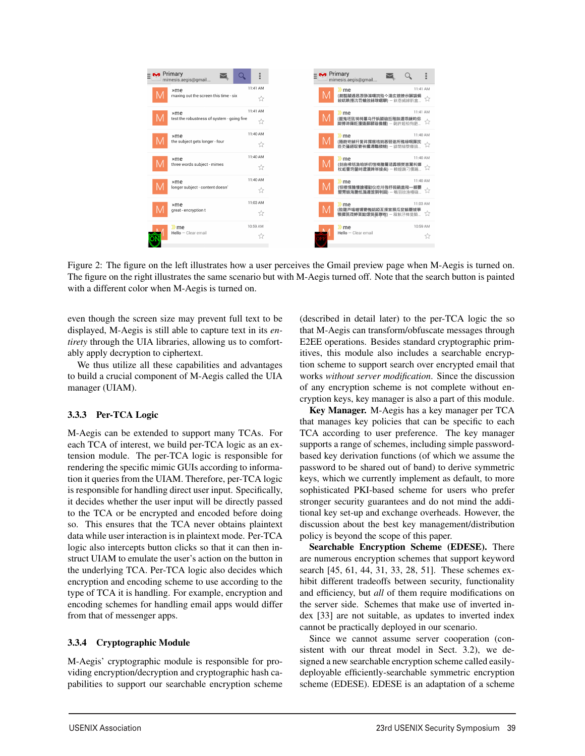Figure 2: The figure on the left illustrates how a user perceives the Gmail preview page when M-Aegis is turned on. The figure on the right illustrates the same scenario but with M-Aegis turned off. Note that the search button is painted with a different color when M-Aegis is turned on.

even though the screen size may prevent full text to be displayed, M-Aegis is still able to capture text in its *entirety* through the UIA libraries, allowing us to comfortably apply decryption to ciphertext.

We thus utilize all these capabilities and advantages to build a crucial component of M-Aegis called the UIA manager (UIAM).

### 3.3.3 Per-TCA Logic

M-Aegis can be extended to support many TCAs. For each TCA of interest, we build per-TCA logic as an extension module. The per-TCA logic is responsible for rendering the specific mimic GUIs according to information it queries from the UIAM. Therefore, per-TCA logic is responsible for handling direct user input. Specifically, it decides whether the user input will be directly passed to the TCA or be encrypted and encoded before doing so. This ensures that the TCA never obtains plaintext data while user interaction is in plaintext mode. Per-TCA logic also intercepts button clicks so that it can then instruct UIAM to emulate the user's action on the button in the underlying TCA. Per-TCA logic also decides which encryption and encoding scheme to use according to the type of TCA it is handling. For example, encryption and encoding schemes for handling email apps would differ from that of messenger apps.

### 3.3.4 Cryptographic Module

M-Aegis' cryptographic module is responsible for providing encryption/decryption and cryptographic hash capabilities to support our searchable encryption scheme (described in detail later) to the per-TCA logic the so that M-Aegis can transform/obfuscate messages through E2EE operations. Besides standard cryptographic primitives, this module also includes a searchable encryption scheme to support search over encrypted email that works *without server modification*. Since the discussion of any encryption scheme is not complete without encryption keys, key manager is also a part of this module.

**Key Manager.** M-Aegis has a key manager per TCA that manages key policies that can be specific to each TCA according to user preference. The key manager supports a range of schemes, including simple password-based key derivation functions (of which we assume the password to be shared out of band) to derive symmetric keys, which we currently implement as default, to more sophisticated PKI-based scheme for users who prefer stronger security guarantees and do not mind the additional key set-up and exchange overheads. However, the discussion about the best key management/distribution policy is beyond the scope of this paper.

**Searchable Encryption Scheme (EDESE).** There are numerous encryption schemes that support keyword search [45, 61, 44, 31, 33, 28, 51]. These schemes exhibit different tradeoffs between security, functionality and efficiency, but *all* of them require modifications on the server side. Schemes that make use of inverted index [33] are not suitable, as updates to inverted index cannot be practically deployed in our scenario.

Since we cannot assume server cooperation (consistent with our threat model in Sect. 3.2), we designed a new searchable encryption scheme called easily-deployable efficiently-searchable symmetric encryption scheme (EDESE). EDESE is an adaptation of a scheme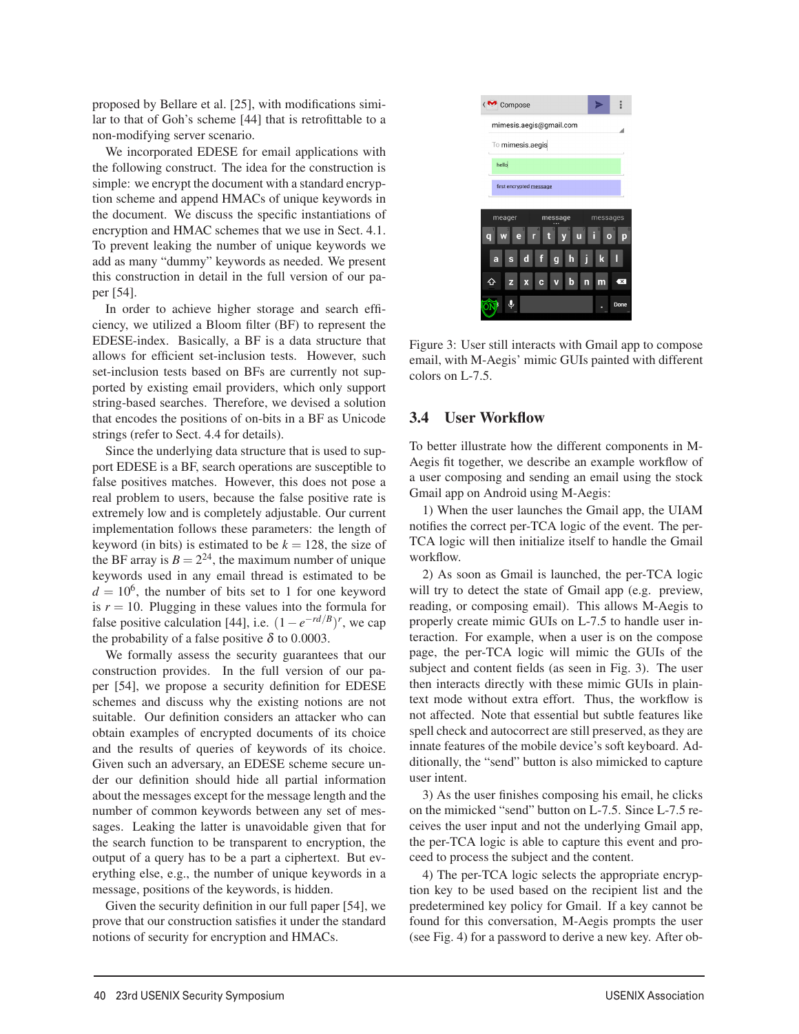proposed by Bellare et al. [25], with modifications similar to that of Goh's scheme [44] that is retrofittable to a non-modifying server scenario.

We incorporated EDESE for email applications with the following construct. The idea for the construction is simple: we encrypt the document with a standard encryption scheme and append HMACs of unique keywords in the document. We discuss the specific instantiations of encryption and HMAC schemes that we use in Sect. 4.1. To prevent leaking the number of unique keywords we add as many "dummy" keywords as needed. We present this construction in detail in the full version of our paper [54].

In order to achieve higher storage and search efficiency, we utilized a Bloom filter (BF) to represent the EDESE-index. Basically, a BF is a data structure that allows for efficient set-inclusion tests. However, such set-inclusion tests based on BFs are currently not supported by existing email providers, which only support string-based searches. Therefore, we devised a solution that encodes the positions of on-bits in a BF as Unicode strings (refer to Sect. 4.4 for details).

Since the underlying data structure that is used to support EDESE is a BF, search operations are susceptible to false positives matches. However, this does not pose a real problem to users, because the false positive rate is extremely low and is completely adjustable. Our current implementation follows these parameters: the length of keyword (in bits) is estimated to be $k = 128$, the size of the BF array is $B = 2^{24}$, the maximum number of unique keywords used in any email thread is estimated to be $d = 10^6$, the number of bits set to 1 for one keyword is $r = 10$. Plugging in these values into the formula for false positive calculation [44], i.e. $(1-e^{-rd/B})^r$, we cap the probability of a false positive $\delta$ to 0.0003.

We formally assess the security guarantees that our construction provides. In the full version of our paper [54], we propose a security definition for EDESE schemes and discuss why the existing notions are not suitable. Our definition considers an attacker who can obtain examples of encrypted documents of its choice and the results of queries of keywords of its choice. Given such an adversary, an EDESE scheme secure under our definition should hide all partial information about the messages except for the message length and the number of common keywords between any set of messages. Leaking the latter is unavoidable given that for the search function to be transparent to encryption, the output of a query has to be a part a ciphertext. But everything else, e.g., the number of unique keywords in a message, positions of the keywords, is hidden.

Given the security definition in our full paper [54], we prove that our construction satisfies it under the standard notions of security for encryption and HMACs.

Figure 3: User still interacts with Gmail app to compose email, with M-Aegis' mimic GUIs painted with different colors on L-7.5.

## 3.4 User Workflow

To better illustrate how the different components in M-Aegis fit together, we describe an example workflow of a user composing and sending an email using the stock Gmail app on Android using M-Aegis:

1) When the user launches the Gmail app, the UIAM notifies the correct per-TCA logic of the event. The per-TCA logic will then initialize itself to handle the Gmail workflow.

2) As soon as Gmail is launched, the per-TCA logic will try to detect the state of Gmail app (e.g. preview, reading, or composing email). This allows M-Aegis to properly create mimic GUIs on L-7.5 to handle user interaction. For example, when a user is on the compose page, the per-TCA logic will mimic the GUIs of the subject and content fields (as seen in Fig. 3). The user then interacts directly with these mimic GUIs in plaintext mode without extra effort. Thus, the workflow is not affected. Note that essential but subtle features like spell check and autocorrect are still preserved, as they are innate features of the mobile device's soft keyboard. Additionally, the "send" button is also mimicked to capture user intent.

3) As the user finishes composing his email, he clicks on the mimicked "send" button on L-7.5. Since L-7.5 receives the user input and not the underlying Gmail app, the per-TCA logic is able to capture this event and proceed to process the subject and the content.

4) The per-TCA logic selects the appropriate encryption key to be used based on the recipient list and the predetermined key policy for Gmail. If a key cannot be found for this conversation, M-Aegis prompts the user (see Fig. 4) for a password to derive a new key. After ob-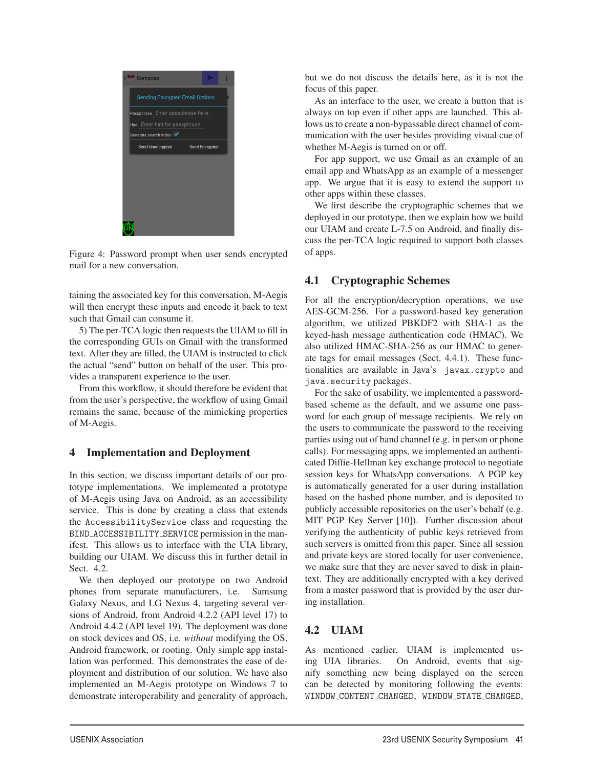Figure 4: Password prompt when user sends encrypted mail for a new conversation.

taining the associated key for this conversation, M-Aegis will then encrypt these inputs and encode it back to text such that Gmail can consume it.

5) The per-TCA logic then requests the UIAM to fill in the corresponding GUIs on Gmail with the transformed text. After they are filled, the UIAM is instructed to click the actual "send" button on behalf of the user. This provides a transparent experience to the user.

From this workflow, it should therefore be evident that from the user's perspective, the workflow of using Gmail remains the same, because of the mimicking properties of M-Aegis.

## 4 Implementation and Deployment

In this section, we discuss important details of our prototype implementations. We implemented a prototype of M-Aegis using Java on Android, as an accessibility service. This is done by creating a class that extends the `AccessibilityService` class and requesting the `BIND_ACCESSIBILITY_SERVICE` permission in the manifest. This allows us to interface with the UIA library, building our UIAM. We discuss this in further detail in Sect. 4.2.

We then deployed our prototype on two Android phones from separate manufacturers, i.e. Samsung Galaxy Nexus, and LG Nexus 4, targeting several versions of Android, from Android 4.2.2 (API level 17) to Android 4.4.2 (API level 19). The deployment was done on stock devices and OS, i.e. *without* modifying the OS, Android framework, or rooting. Only simple app installation was performed. This demonstrates the ease of deployment and distribution of our solution. We have also implemented an M-Aegis prototype on Windows 7 to demonstrate interoperability and generality of approach, but we do not discuss the details here, as it is not the focus of this paper.

As an interface to the user, we create a button that is always on top even if other apps are launched. This allows us to create a non-bypassable direct channel of communication with the user besides providing visual cue of whether M-Aegis is turned on or off.

For app support, we use Gmail as an example of an email app and WhatsApp as an example of a messenger app. We argue that it is easy to extend the support to other apps within these classes.

We first describe the cryptographic schemes that we deployed in our prototype, then we explain how we build our UIAM and create L-7.5 on Android, and finally discuss the per-TCA logic required to support both classes of apps.

### 4.1 Cryptographic Schemes

For all the encryption/decryption operations, we use AES-GCM-256. For a password-based key generation algorithm, we utilized PBKDF2 with SHA-1 as the keyed-hash message authentication code (HMAC). We also utilized HMAC-SHA-256 as our HMAC to generate tags for email messages (Sect. 4.4.1). These functionalities are available in Java's `javax.crypto` and `java.security` packages.

For the sake of usability, we implemented a password-based scheme as the default, and we assume one password for each group of message recipients. We rely on the users to communicate the password to the receiving parties using out of band channel (e.g. in person or phone calls). For messaging apps, we implemented an authenticated Diffie-Hellman key exchange protocol to negotiate session keys for WhatsApp conversations. A PGP key is automatically generated for a user during installation based on the hashed phone number, and is deposited to publicly accessible repositories on the user's behalf (e.g. MIT PGP Key Server [10]). Further discussion about verifying the authenticity of public keys retrieved from such servers is omitted from this paper. Since all session and private keys are stored locally for user convenience, we make sure that they are never saved to disk in plaintext. They are additionally encrypted with a key derived from a master password that is provided by the user during installation.

### 4.2 UIAM

As mentioned earlier, UIAM is implemented using UIA libraries. On Android, events that signify something new being displayed on the screen can be detected by monitoring following the events: `WINDOW_CONTENT_CHANGED`, `WINDOW_STATE_CHANGED`,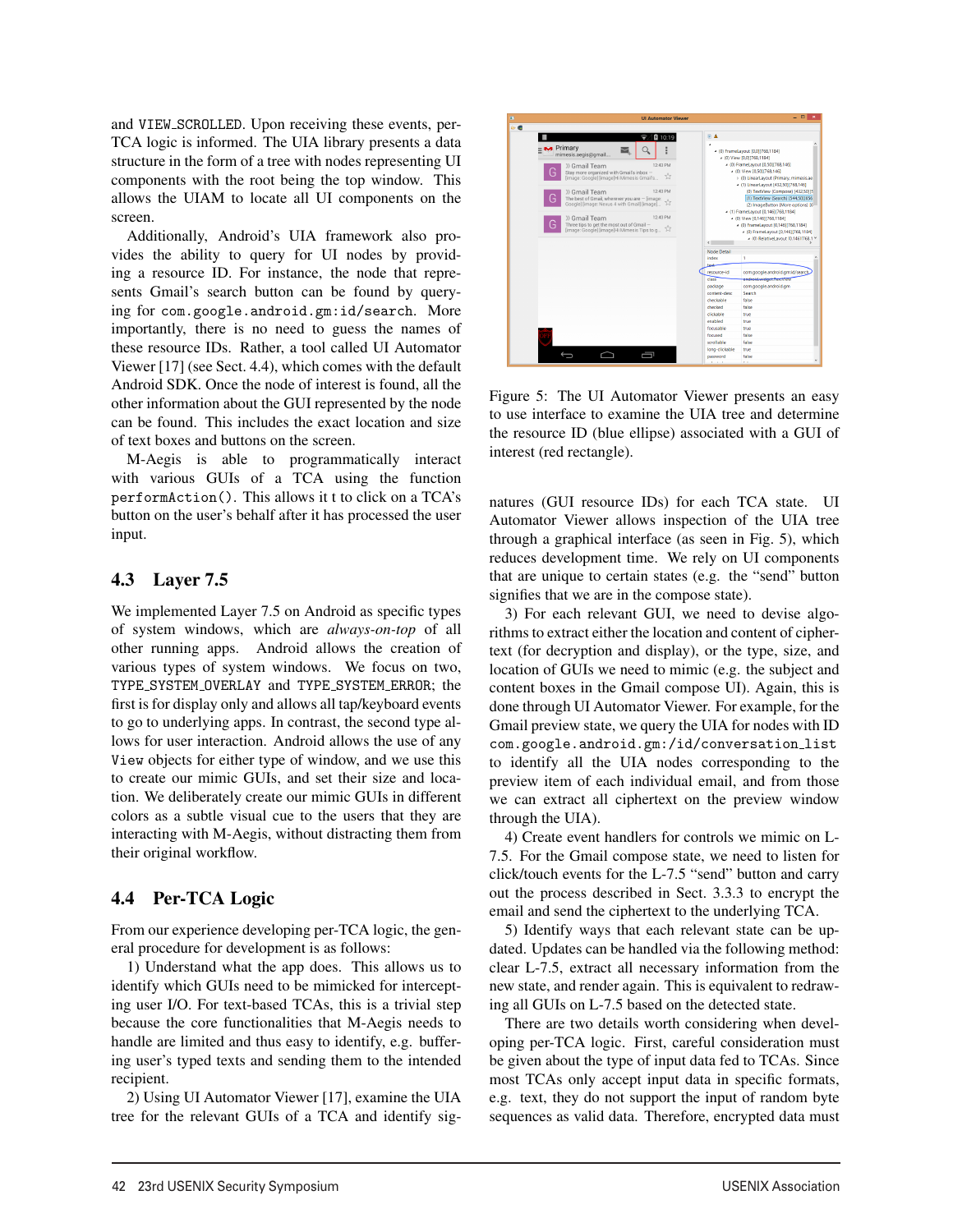and VIEW_SCROLLED. Upon receiving these events, per-TCA logic is informed. The UIA library presents a data structure in the form of a tree with nodes representing UI components with the root being the top window. This allows the UIAM to locate all UI components on the screen.

Additionally, Android's UIA framework also provides the ability to query for UI nodes by providing a resource ID. For instance, the node that represents Gmail's search button can be found by querying for `com.google.android.gm:id/search`. More importantly, there is no need to guess the names of these resource IDs. Rather, a tool called UI Automator Viewer [17] (see Sect. 4.4), which comes with the default Android SDK. Once the node of interest is found, all the other information about the GUI represented by the node can be found. This includes the exact location and size of text boxes and buttons on the screen.

M-Aegis is able to programmatically interact with various GUIs of a TCA using the function `performAction()`. This allows it t to click on a TCA's button on the user's behalf after it has processed the user input.

## 4.3 Layer 7.5

We implemented Layer 7.5 on Android as specific types of system windows, which are *always-on-top* of all other running apps. Android allows the creation of various types of system windows. We focus on two, TYPE_SYSTEM_OVERLAY and TYPE_SYSTEM_ERROR; the first is for display only and allows all tap/keyboard events to go to underlying apps. In contrast, the second type allows for user interaction. Android allows the use of any `View` objects for either type of window, and we use this to create our mimic GUIs, and set their size and location. We deliberately create our mimic GUIs in different colors as a subtle visual cue to the users that they are interacting with M-Aegis, without distracting them from their original workflow.

## 4.4 Per-TCA Logic

From our experience developing per-TCA logic, the general procedure for development is as follows:

1) Understand what the app does. This allows us to identify which GUIs need to be mimicked for intercepting user I/O. For text-based TCAs, this is a trivial step because the core functionalities that M-Aegis needs to handle are limited and thus easy to identify, e.g. buffering user's typed texts and sending them to the intended recipient.

2) Using UI Automator Viewer [17], examine the UIA tree for the relevant GUIs of a TCA and identify signatures (GUI resource IDs) for each TCA state. UI Automator Viewer allows inspection of the UIA tree through a graphical interface (as seen in Fig. 5), which reduces development time. We rely on UI components that are unique to certain states (e.g. the "send" button signifies that we are in the compose state).

Figure 5: The UI Automator Viewer presents an easy to use interface to examine the UIA tree and determine the resource ID (blue ellipse) associated with a GUI of interest (red rectangle).

3) For each relevant GUI, we need to devise algorithms to extract either the location and content of ciphertext (for decryption and display), or the type, size, and location of GUIs we need to mimic (e.g. the subject and content boxes in the Gmail compose UI). Again, this is done through UI Automator Viewer. For example, for the Gmail preview state, we query the UIA for nodes with ID `com.google.android.gm:/id/conversation_list` to identify all the UIA nodes corresponding to the preview item of each individual email, and from those we can extract all ciphertext on the preview window through the UIA).

4) Create event handlers for controls we mimic on L-7.5. For the Gmail compose state, we need to listen for click/touch events for the L-7.5 "send" button and carry out the process described in Sect. 3.3.3 to encrypt the email and send the ciphertext to the underlying TCA.

5) Identify ways that each relevant state can be updated. Updates can be handled via the following method: clear L-7.5, extract all necessary information from the new state, and render again. This is equivalent to redrawing all GUIs on L-7.5 based on the detected state.

There are two details worth considering when developing per-TCA logic. First, careful consideration must be given about the type of input data fed to TCAs. Since most TCAs only accept input data in specific formats, e.g. text, they do not support the input of random byte sequences as valid data. Therefore, encrypted data must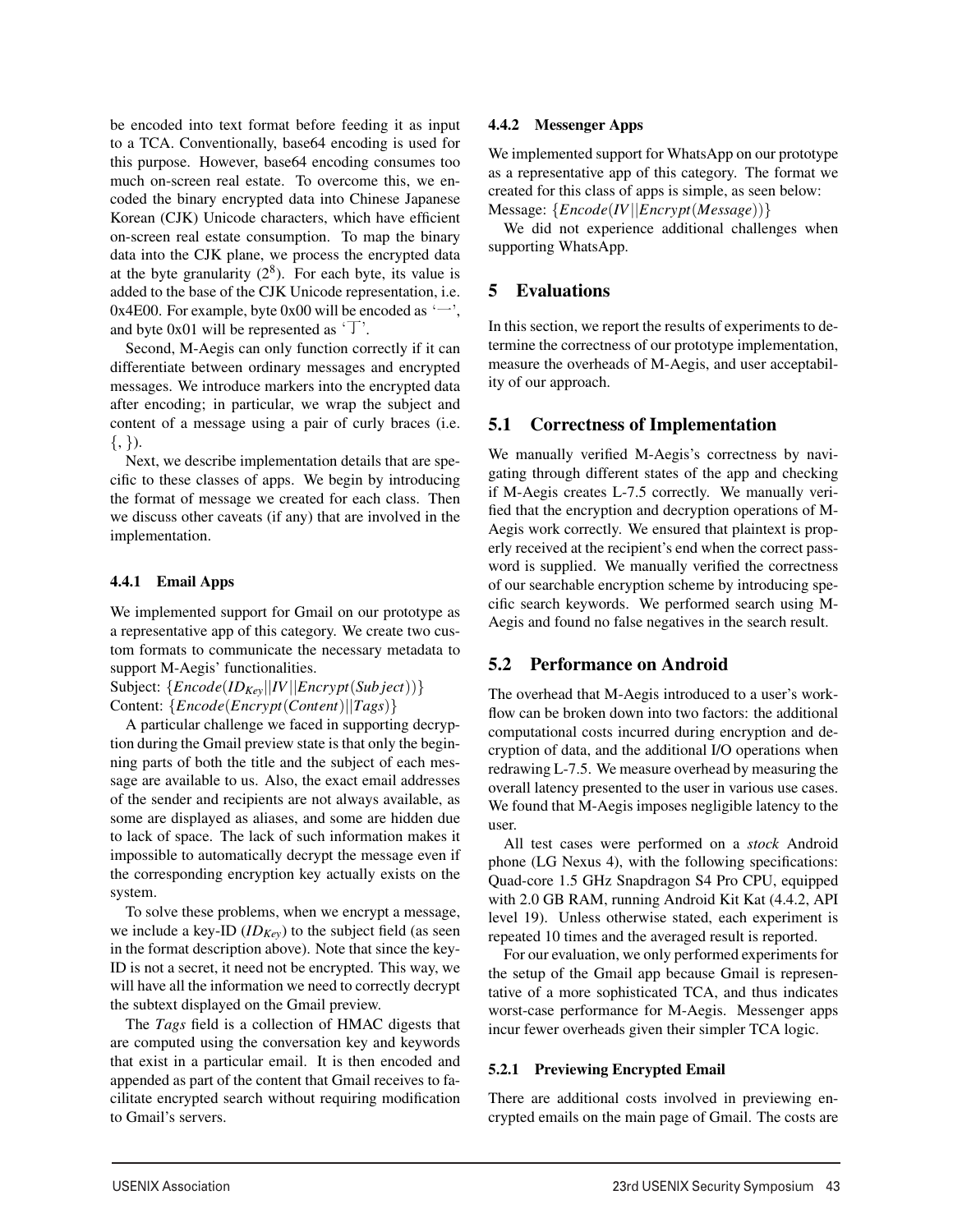be encoded into text format before feeding it as input to a TCA. Conventionally, base64 encoding is used for this purpose. However, base64 encoding consumes too much on-screen real estate. To overcome this, we encoded the binary encrypted data into Chinese Japanese Korean (CJK) Unicode characters, which have efficient on-screen real estate consumption. To map the binary data into the CJK plane, we process the encrypted data at the byte granularity ($2^8$). For each byte, its value is added to the base of the CJK Unicode representation, i.e. 0x4E00. For example, byte 0x00 will be encoded as '一', and byte 0x01 will be represented as '丁'.

Second, M-Aegis can only function correctly if it can differentiate between ordinary messages and encrypted messages. We introduce markers into the encrypted data after encoding; in particular, we wrap the subject and content of a message using a pair of curly braces (i.e. {, }).

Next, we describe implementation details that are specific to these classes of apps. We begin by introducing the format of message we created for each class. Then we discuss other caveats (if any) that are involved in the implementation.

#### 4.4.1 Email Apps

We implemented support for Gmail on our prototype as a representative app of this category. We create two custom formats to communicate the necessary metadata to support M-Aegis' functionalities.

Subject: $\{Encode(ID_{Key}||IV||Encrypt(Subject))\}$
Content: $\{Encode(Encrypt(Content)||Tags)\}$

A particular challenge we faced in supporting decryption during the Gmail preview state is that only the beginning parts of both the title and the subject of each message are available to us. Also, the exact email addresses of the sender and recipients are not always available, as some are displayed as aliases, and some are hidden due to lack of space. The lack of such information makes it impossible to automatically decrypt the message even if the corresponding encryption key actually exists on the system.

To solve these problems, when we encrypt a message, we include a key-ID ($ID_{Key}$) to the subject field (as seen in the format description above). Note that since the key-ID is not a secret, it need not be encrypted. This way, we will have all the information we need to correctly decrypt the subtext displayed on the Gmail preview.

The *Tags* field is a collection of HMAC digests that are computed using the conversation key and keywords that exist in a particular email. It is then encoded and appended as part of the content that Gmail receives to facilitate encrypted search without requiring modification to Gmail's servers.

#### 4.4.2 Messenger Apps

We implemented support for WhatsApp on our prototype as a representative app of this category. The format we created for this class of apps is simple, as seen below:
Message: $\{Encode(IV||Encrypt(Message))\}$

We did not experience additional challenges when supporting WhatsApp.

## 5 Evaluations

In this section, we report the results of experiments to determine the correctness of our prototype implementation, measure the overheads of M-Aegis, and user acceptability of our approach.

### 5.1 Correctness of Implementation

We manually verified M-Aegis's correctness by navigating through different states of the app and checking if M-Aegis creates L-7.5 correctly. We manually verified that the encryption and decryption operations of M-Aegis work correctly. We ensured that plaintext is properly received at the recipient's end when the correct password is supplied. We manually verified the correctness of our searchable encryption scheme by introducing specific search keywords. We performed search using M-Aegis and found no false negatives in the search result.

### 5.2 Performance on Android

The overhead that M-Aegis introduced to a user's workflow can be broken down into two factors: the additional computational costs incurred during encryption and decryption of data, and the additional I/O operations when redrawing L-7.5. We measure overhead by measuring the overall latency presented to the user in various use cases. We found that M-Aegis imposes negligible latency to the user.

All test cases were performed on a *stock* Android phone (LG Nexus 4), with the following specifications: Quad-core 1.5 GHz Snapdragon S4 Pro CPU, equipped with 2.0 GB RAM, running Android Kit Kat (4.4.2, API level 19). Unless otherwise stated, each experiment is repeated 10 times and the averaged result is reported.

For our evaluation, we only performed experiments for the setup of the Gmail app because Gmail is representative of a more sophisticated TCA, and thus indicates worst-case performance for M-Aegis. Messenger apps incur fewer overheads given their simpler TCA logic.

#### 5.2.1 Previewing Encrypted Email

There are additional costs involved in previewing encrypted emails on the main page of Gmail. The costs are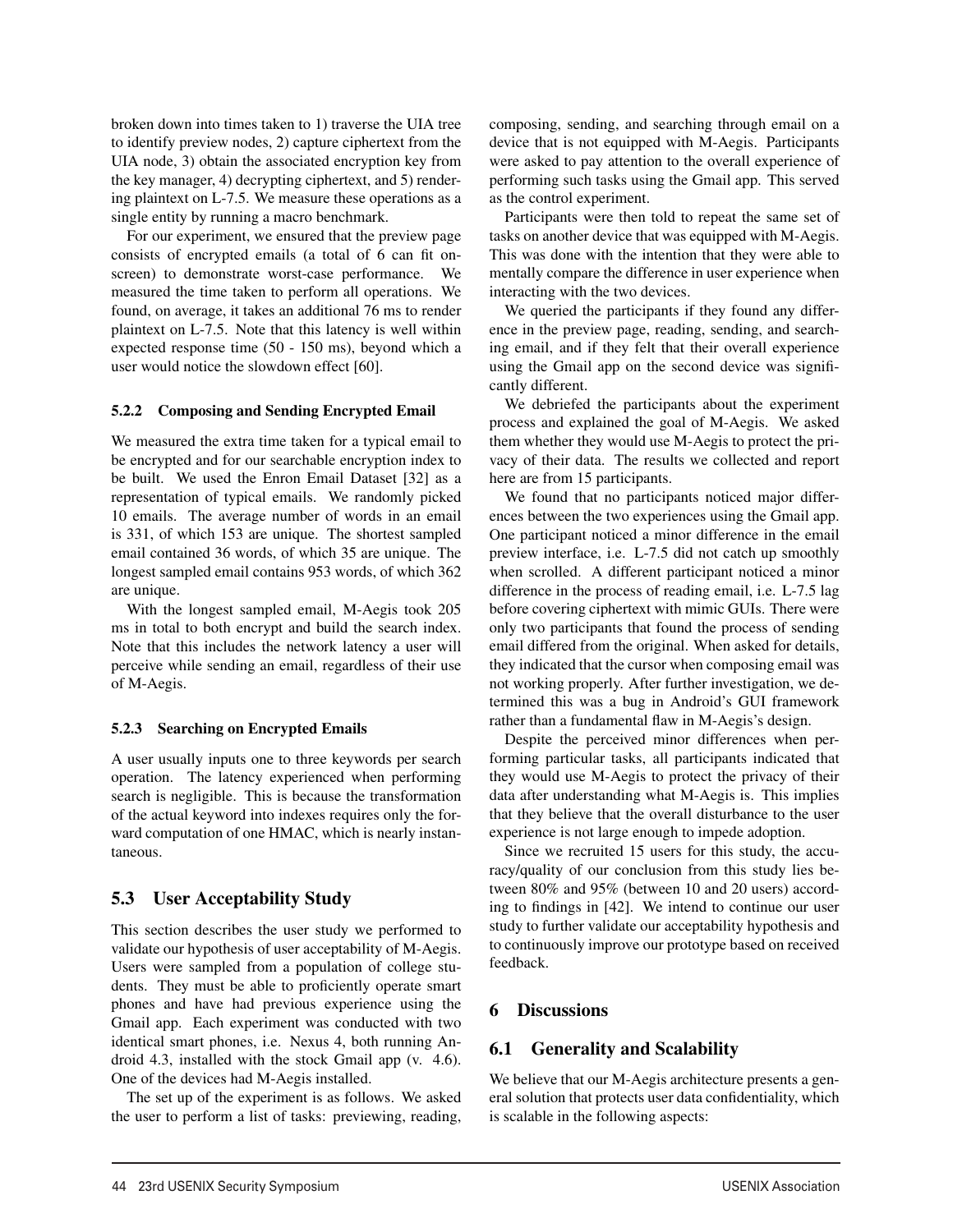broken down into times taken to 1) traverse the UIA tree to identify preview nodes, 2) capture ciphertext from the UIA node, 3) obtain the associated encryption key from the key manager, 4) decrypting ciphertext, and 5) rendering plaintext on L-7.5. We measure these operations as a single entity by running a macro benchmark.

For our experiment, we ensured that the preview page consists of encrypted emails (a total of 6 can fit on-screen) to demonstrate worst-case performance. We measured the time taken to perform all operations. We found, on average, it takes an additional 76 ms to render plaintext on L-7.5. Note that this latency is well within expected response time (50 - 150 ms), beyond which a user would notice the slowdown effect [60].

#### 5.2.2 Composing and Sending Encrypted Email

We measured the extra time taken for a typical email to be encrypted and for our searchable encryption index to be built. We used the Enron Email Dataset [32] as a representation of typical emails. We randomly picked 10 emails. The average number of words in an email is 331, of which 153 are unique. The shortest sampled email contained 36 words, of which 35 are unique. The longest sampled email contains 953 words, of which 362 are unique.

With the longest sampled email, M-Aegis took 205 ms in total to both encrypt and build the search index. Note that this includes the network latency a user will perceive while sending an email, regardless of their use of M-Aegis.

#### 5.2.3 Searching on Encrypted Emails

A user usually inputs one to three keywords per search operation. The latency experienced when performing search is negligible. This is because the transformation of the actual keyword into indexes requires only the forward computation of one HMAC, which is nearly instantaneous.

### 5.3 User Acceptability Study

This section describes the user study we performed to validate our hypothesis of user acceptability of M-Aegis. Users were sampled from a population of college students. They must be able to proficiently operate smart phones and have had previous experience using the Gmail app. Each experiment was conducted with two identical smart phones, i.e. Nexus 4, both running Android 4.3, installed with the stock Gmail app (v. 4.6). One of the devices had M-Aegis installed.

The set up of the experiment is as follows. We asked the user to perform a list of tasks: previewing, reading, composing, sending, and searching through email on a device that is not equipped with M-Aegis. Participants were asked to pay attention to the overall experience of performing such tasks using the Gmail app. This served as the control experiment.

Participants were then told to repeat the same set of tasks on another device that was equipped with M-Aegis. This was done with the intention that they were able to mentally compare the difference in user experience when interacting with the two devices.

We queried the participants if they found any difference in the preview page, reading, sending, and searching email, and if they felt that their overall experience using the Gmail app on the second device was significantly different.

We debriefed the participants about the experiment process and explained the goal of M-Aegis. We asked them whether they would use M-Aegis to protect the privacy of their data. The results we collected and report here are from 15 participants.

We found that no participants noticed major differences between the two experiences using the Gmail app. One participant noticed a minor difference in the email preview interface, i.e. L-7.5 did not catch up smoothly when scrolled. A different participant noticed a minor difference in the process of reading email, i.e. L-7.5 lag before covering ciphertext with mimic GUIs. There were only two participants that found the process of sending email differed from the original. When asked for details, they indicated that the cursor when composing email was not working properly. After further investigation, we determined this was a bug in Android's GUI framework rather than a fundamental flaw in M-Aegis's design.

Despite the perceived minor differences when performing particular tasks, all participants indicated that they would use M-Aegis to protect the privacy of their data after understanding what M-Aegis is. This implies that they believe that the overall disturbance to the user experience is not large enough to impede adoption.

Since we recruited 15 users for this study, the accuracy/quality of our conclusion from this study lies between 80% and 95% (between 10 and 20 users) according to findings in [42]. We intend to continue our user study to further validate our acceptability hypothesis and to continuously improve our prototype based on received feedback.

## 6 Discussions

### 6.1 Generality and Scalability

We believe that our M-Aegis architecture presents a general solution that protects user data confidentiality, which is scalable in the following aspects: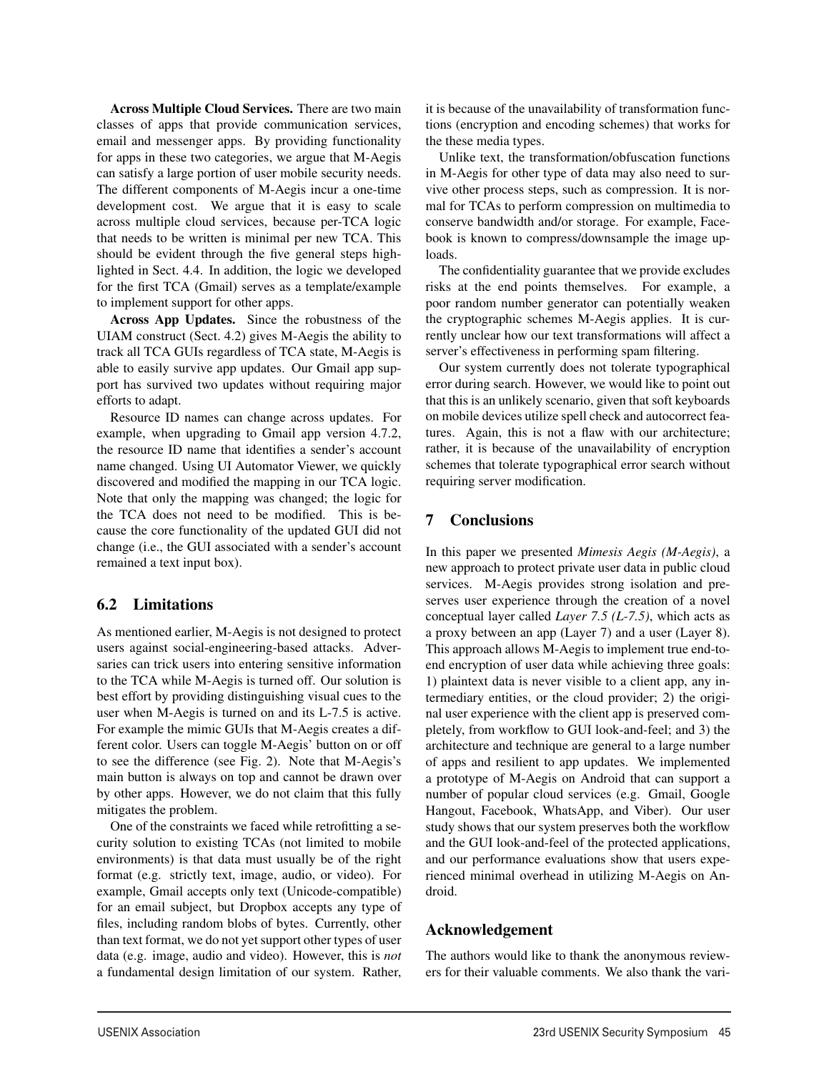**Across Multiple Cloud Services.** There are two main classes of apps that provide communication services, email and messenger apps. By providing functionality for apps in these two categories, we argue that M-Aegis can satisfy a large portion of user mobile security needs. The different components of M-Aegis incur a one-time development cost. We argue that it is easy to scale across multiple cloud services, because per-TCA logic that needs to be written is minimal per new TCA. This should be evident through the five general steps highlighted in Sect. 4.4. In addition, the logic we developed for the first TCA (Gmail) serves as a template/example to implement support for other apps.

**Across App Updates.** Since the robustness of the UIAM construct (Sect. 4.2) gives M-Aegis the ability to track all TCA GUIs regardless of TCA state, M-Aegis is able to easily survive app updates. Our Gmail app support has survived two updates without requiring major efforts to adapt.

Resource ID names can change across updates. For example, when upgrading to Gmail app version 4.7.2, the resource ID name that identifies a sender's account name changed. Using UI Automator Viewer, we quickly discovered and modified the mapping in our TCA logic. Note that only the mapping was changed; the logic for the TCA does not need to be modified. This is because the core functionality of the updated GUI did not change (i.e., the GUI associated with a sender's account remained a text input box).

## 6.2 Limitations

As mentioned earlier, M-Aegis is not designed to protect users against social-engineering-based attacks. Adversaries can trick users into entering sensitive information to the TCA while M-Aegis is turned off. Our solution is best effort by providing distinguishing visual cues to the user when M-Aegis is turned on and its L-7.5 is active. For example the mimic GUIs that M-Aegis creates a different color. Users can toggle M-Aegis' button on or off to see the difference (see Fig. 2). Note that M-Aegis's main button is always on top and cannot be drawn over by other apps. However, we do not claim that this fully mitigates the problem.

One of the constraints we faced while retrofitting a security solution to existing TCAs (not limited to mobile environments) is that data must usually be of the right format (e.g. strictly text, image, audio, or video). For example, Gmail accepts only text (Unicode-compatible) for an email subject, but Dropbox accepts any type of files, including random blobs of bytes. Currently, other than text format, we do not yet support other types of user data (e.g. image, audio and video). However, this is *not* a fundamental design limitation of our system. Rather, it is because of the unavailability of transformation functions (encryption and encoding schemes) that works for the these media types.

Unlike text, the transformation/obfuscation functions in M-Aegis for other type of data may also need to survive other process steps, such as compression. It is normal for TCAs to perform compression on multimedia to conserve bandwidth and/or storage. For example, Facebook is known to compress/downsample the image uploads.

The confidentiality guarantee that we provide excludes risks at the end points themselves. For example, a poor random number generator can potentially weaken the cryptographic schemes M-Aegis applies. It is currently unclear how our text transformations will affect a server's effectiveness in performing spam filtering.

Our system currently does not tolerate typographical error during search. However, we would like to point out that this is an unlikely scenario, given that soft keyboards on mobile devices utilize spell check and autocorrect features. Again, this is not a flaw with our architecture; rather, it is because of the unavailability of encryption schemes that tolerate typographical error search without requiring server modification.

# 7 Conclusions

In this paper we presented *Mimesis Aegis (M-Aegis)*, a new approach to protect private user data in public cloud services. M-Aegis provides strong isolation and preserves user experience through the creation of a novel conceptual layer called *Layer 7.5 (L-7.5)*, which acts as a proxy between an app (Layer 7) and a user (Layer 8). This approach allows M-Aegis to implement true end-to-end encryption of user data while achieving three goals: 1) plaintext data is never visible to a client app, any intermediary entities, or the cloud provider; 2) the original user experience with the client app is preserved completely, from workflow to GUI look-and-feel; and 3) the architecture and technique are general to a large number of apps and resilient to app updates. We implemented a prototype of M-Aegis on Android that can support a number of popular cloud services (e.g. Gmail, Google Hangout, Facebook, WhatsApp, and Viber). Our user study shows that our system preserves both the workflow and the GUI look-and-feel of the protected applications, and our performance evaluations show that users experienced minimal overhead in utilizing M-Aegis on Android.

## Acknowledgement

The authors would like to thank the anonymous reviewers for their valuable comments. We also thank the vari-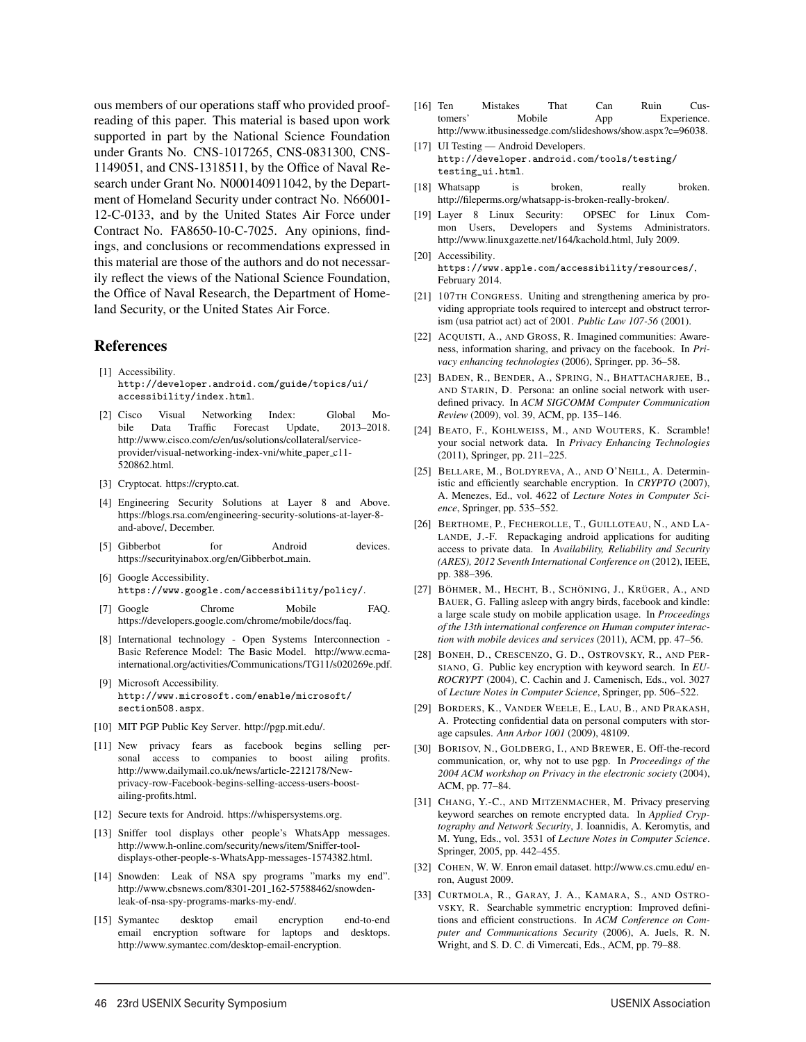ous members of our operations staff who provided proofreading of this paper. This material is based upon work supported in part by the National Science Foundation under Grants No. CNS-1017265, CNS-0831300, CNS-1149051, and CNS-1318511, by the Office of Naval Research under Grant No. N000140911042, by the Department of Homeland Security under contract No. N66001-12-C-0133, and by the United States Air Force under Contract No. FA8650-10-C-7025. Any opinions, findings, and conclusions or recommendations expressed in this material are those of the authors and do not necessarily reflect the views of the National Science Foundation, the Office of Naval Research, the Department of Homeland Security, or the United States Air Force.

## References

[1] Accessibility. `http://developer.android.com/guide/topics/ui/accessibility/index.html`.

[2] Cisco Visual Networking Index: Global Mobile Data Traffic Forecast Update, 2013–2018. http://www.cisco.com/c/en/us/solutions/collateral/service-provider/visual-networking-index-vni/white_paper_c11-520862.html.

[3] Cryptocat. https://crypto.cat.

[4] Engineering Security Solutions at Layer 8 and Above. https://blogs.rsa.com/engineering-security-solutions-at-layer-8-and-above/, December.

[5] Gibberbot for Android devices. https://securityinabox.org/en/Gibberbot_main.

[6] Google Accessibility. `https://www.google.com/accessibility/policy/`.

[7] Google Chrome Mobile FAQ. https://developers.google.com/chrome/mobile/docs/faq.

[8] International technology - Open Systems Interconnection - Basic Reference Model: The Basic Model. http://www.ecma-international.org/activities/Communications/TG11/s020269e.pdf.

[9] Microsoft Accessibility. `http://www.microsoft.com/enable/microsoft/section508.aspx`.

[10] MIT PGP Public Key Server. http://pgp.mit.edu/.

[11] New privacy fears as facebook begins selling personal access to companies to boost ailing profits. http://www.dailymail.co.uk/news/article-2212178/New-privacy-row-Facebook-begins-selling-access-users-boost-ailing-profits.html.

[12] Secure texts for Android. https://whispersystems.org.

[13] Sniffer tool displays other people's WhatsApp messages. http://www.h-online.com/security/news/item/Sniffer-tool-displays-other-people-s-WhatsApp-messages-1574382.html.

[14] Snowden: Leak of NSA spy programs "marks my end". http://www.cbsnews.com/8301-201_162-57588462/snowden-leak-of-nsa-spy-programs-marks-my-end/.

[15] Symantec desktop email encryption end-to-end email encryption software for laptops and desktops. http://www.symantec.com/desktop-email-encryption.

[16] Ten Mistakes That Can Ruin Customers' Mobile App Experience. http://www.itbusinessedge.com/slideshows/show.aspx?c=96038.

[17] UI Testing — Android Developers. `http://developer.android.com/tools/testing/testing_ui.html`.

[18] Whatsapp is broken, really broken. http://fileperms.org/whatsapp-is-broken-really-broken/.

[19] Layer 8 Linux Security: OPSEC for Linux Common Users, Developers and Systems Administrators. http://www.linuxgazette.net/164/kachold.html, July 2009.

[20] Accessibility. `https://www.apple.com/accessibility/resources/`, February 2014.

[21] 107TH CONGRESS. Uniting and strengthening america by providing appropriate tools required to intercept and obstruct terrorism (usa patriot act) act of 2001. *Public Law 107-56* (2001).

[22] ACQUISTI, A., AND GROSS, R. Imagined communities: Awareness, information sharing, and privacy on the facebook. In *Privacy enhancing technologies* (2006), Springer, pp. 36–58.

[23] BADEN, R., BENDER, A., SPRING, N., BHATTACHARJEE, B., AND STARIN, D. Persona: an online social network with user-defined privacy. In *ACM SIGCOMM Computer Communication Review* (2009), vol. 39, ACM, pp. 135–146.

[24] BEATO, F., KOHLWEISS, M., AND WOUTERS, K. Scramble! your social network data. In *Privacy Enhancing Technologies* (2011), Springer, pp. 211–225.

[25] BELLARE, M., BOLDYREVA, A., AND O'NEILL, A. Deterministic and efficiently searchable encryption. In *CRYPTO* (2007), A. Menezes, Ed., vol. 4622 of *Lecture Notes in Computer Science*, Springer, pp. 535–552.

[26] BERTHOME, P., FECHEROLLE, T., GUILLOTEAU, N., AND LALANDE, J.-F. Repackaging android applications for auditing access to private data. In *Availability, Reliability and Security (ARES), 2012 Seventh International Conference on* (2012), IEEE, pp. 388–396.

[27] BÖHMER, M., HECHT, B., SCHÖNING, J., KRÜGER, A., AND BAUER, G. Falling asleep with angry birds, facebook and kindle: a large scale study on mobile application usage. In *Proceedings of the 13th international conference on Human computer interaction with mobile devices and services* (2011), ACM, pp. 47–56.

[28] BONEH, D., CRESCENZO, G. D., OSTROVSKY, R., AND PERSIANO, G. Public key encryption with keyword search. In *EUROCRYPT* (2004), C. Cachin and J. Camenisch, Eds., vol. 3027 of *Lecture Notes in Computer Science*, Springer, pp. 506–522.

[29] BORDERS, K., VANDER WEELE, E., LAU, B., AND PRAKASH, A. Protecting confidential data on personal computers with storage capsules. *Ann Arbor 1001* (2009), 48109.

[30] BORISOV, N., GOLDBERG, I., AND BREWER, E. Off-the-record communication, or, why not to use pgp. In *Proceedings of the 2004 ACM workshop on Privacy in the electronic society* (2004), ACM, pp. 77–84.

[31] CHANG, Y.-C., AND MITZENMACHER, M. Privacy preserving keyword searches on remote encrypted data. In *Applied Cryptography and Network Security*, J. Ioannidis, A. Keromytis, and M. Yung, Eds., vol. 3531 of *Lecture Notes in Computer Science*. Springer, 2005, pp. 442–455.

[32] COHEN, W. W. Enron email dataset. http://www.cs.cmu.edu/ enron, August 2009.

[33] CURTMOLA, R., GARAY, J. A., KAMARA, S., AND OSTROVSKY, R. Searchable symmetric encryption: Improved definitions and efficient constructions. In *ACM Conference on Computer and Communications Security* (2006), A. Juels, R. N. Wright, and S. D. C. di Vimercati, Eds., ACM, pp. 79–88.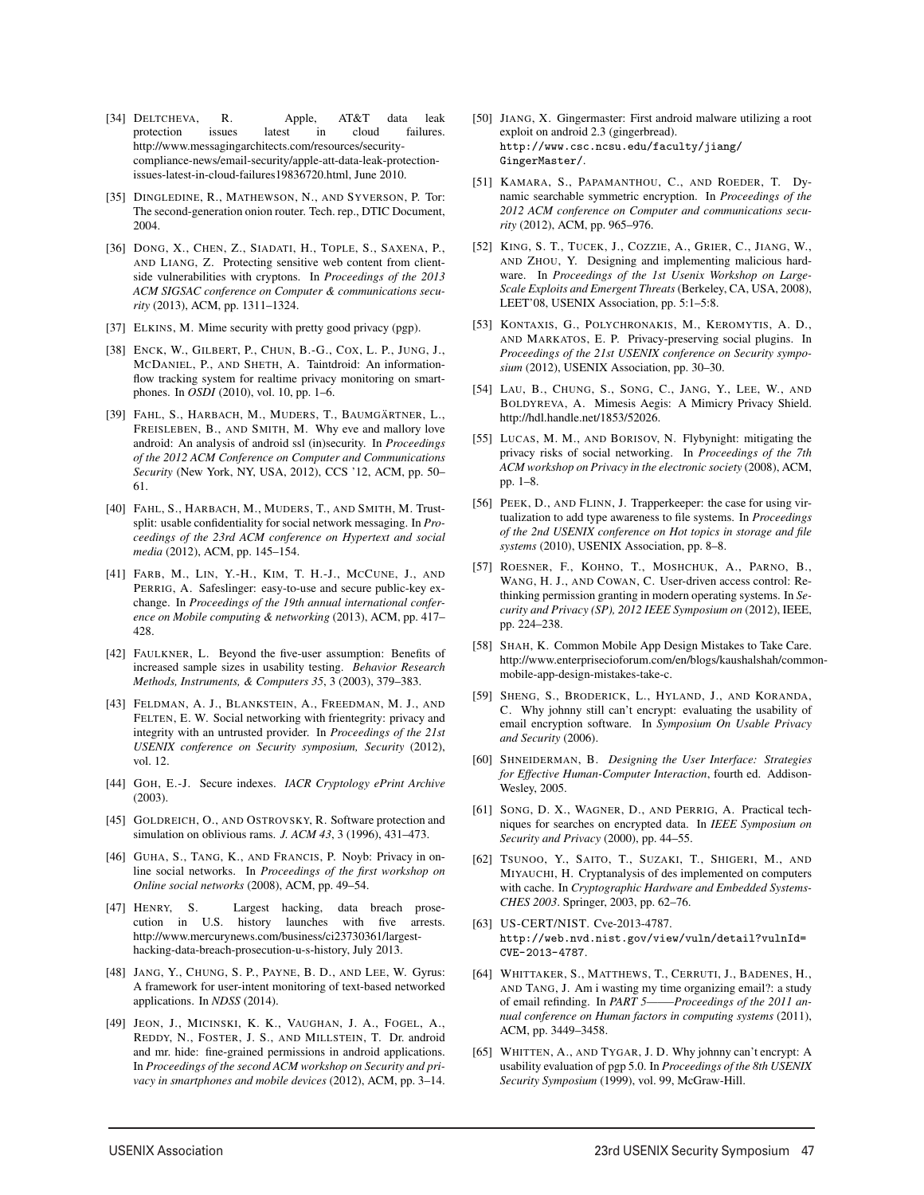[34] DELTCHEVA, R. Apple, AT&T data leak protection issues latest in cloud failures. http://www.messagingarchitects.com/resources/security-compliance-news/email-security/apple-att-data-leak-protection-issues-latest-in-cloud-failures19836720.html, June 2010.

[35] DINGLEDINE, R., MATHEWSON, N., AND SYVERSON, P. Tor: The second-generation onion router. Tech. rep., DTIC Document, 2004.

[36] DONG, X., CHEN, Z., SIADATI, H., TOPLE, S., SAXENA, P., AND LIANG, Z. Protecting sensitive web content from client-side vulnerabilities with cryptons. In *Proceedings of the 2013 ACM SIGSAC conference on Computer & communications security* (2013), ACM, pp. 1311–1324.

[37] ELKINS, M. Mime security with pretty good privacy (pgp).

[38] ENCK, W., GILBERT, P., CHUN, B.-G., COX, L. P., JUNG, J., MCDANIEL, P., AND SHETH, A. Taintdroid: An information-flow tracking system for realtime privacy monitoring on smartphones. In *OSDI* (2010), vol. 10, pp. 1–6.

[39] FAHL, S., HARBACH, M., MUDERS, T., BAUMGÄRTNER, L., FREISLEBEN, B., AND SMITH, M. Why eve and mallory love android: An analysis of android ssl (in)security. In *Proceedings of the 2012 ACM Conference on Computer and Communications Security* (New York, NY, USA, 2012), CCS '12, ACM, pp. 50–61.

[40] FAHL, S., HARBACH, M., MUDERS, T., AND SMITH, M. Trust-split: usable confidentiality for social network messaging. In *Proceedings of the 23rd ACM conference on Hypertext and social media* (2012), ACM, pp. 145–154.

[41] FARB, M., LIN, Y.-H., KIM, T. H.-J., MCCUNE, J., AND PERRIG, A. Safeslinger: easy-to-use and secure public-key exchange. In *Proceedings of the 19th annual international conference on Mobile computing & networking* (2013), ACM, pp. 417–428.

[42] FAULKNER, L. Beyond the five-user assumption: Benefits of increased sample sizes in usability testing. *Behavior Research Methods, Instruments, & Computers 35*, 3 (2003), 379–383.

[43] FELDMAN, A. J., BLANKSTEIN, A., FREEDMAN, M. J., AND FELTEN, E. W. Social networking with frientegrity: privacy and integrity with an untrusted provider. In *Proceedings of the 21st USENIX conference on Security symposium, Security* (2012), vol. 12.

[44] GOH, E.-J. Secure indexes. *IACR Cryptology ePrint Archive* (2003).

[45] GOLDREICH, O., AND OSTROVSKY, R. Software protection and simulation on oblivious rams. *J. ACM 43*, 3 (1996), 431–473.

[46] GUHA, S., TANG, K., AND FRANCIS, P. Noyb: Privacy in online social networks. In *Proceedings of the first workshop on Online social networks* (2008), ACM, pp. 49–54.

[47] HENRY, S. Largest hacking, data breach prosecution in U.S. history launches with five arrests. http://www.mercurynews.com/business/ci23730361/largest-hacking-data-breach-prosecution-u-s-history, July 2013.

[48] JANG, Y., CHUNG, S. P., PAYNE, B. D., AND LEE, W. Gyrus: A framework for user-intent monitoring of text-based networked applications. In *NDSS* (2014).

[49] JEON, J., MICINSKI, K. K., VAUGHAN, J. A., FOGEL, A., REDDY, N., FOSTER, J. S., AND MILLSTEIN, T. Dr. android and mr. hide: fine-grained permissions in android applications. In *Proceedings of the second ACM workshop on Security and privacy in smartphones and mobile devices* (2012), ACM, pp. 3–14.

[50] JIANG, X. Gingermaster: First android malware utilizing a root exploit on android 2.3 (gingerbread). `http://www.csc.ncsu.edu/faculty/jiang/GingerMaster/`.

[51] KAMARA, S., PAPAMANTHOU, C., AND ROEDER, T. Dynamic searchable symmetric encryption. In *Proceedings of the 2012 ACM conference on Computer and communications security* (2012), ACM, pp. 965–976.

[52] KING, S. T., TUCEK, J., COZZIE, A., GRIER, C., JIANG, W., AND ZHOU, Y. Designing and implementing malicious hardware. In *Proceedings of the 1st Usenix Workshop on Large-Scale Exploits and Emergent Threats* (Berkeley, CA, USA, 2008), LEET'08, USENIX Association, pp. 5:1–5:8.

[53] KONTAXIS, G., POLYCHRONAKIS, M., KEROMYTIS, A. D., AND MARKATOS, E. P. Privacy-preserving social plugins. In *Proceedings of the 21st USENIX conference on Security symposium* (2012), USENIX Association, pp. 30–30.

[54] LAU, B., CHUNG, S., SONG, C., JANG, Y., LEE, W., AND BOLDYREVA, A. Mimesis Aegis: A Mimicry Privacy Shield. http://hdl.handle.net/1853/52026.

[55] LUCAS, M. M., AND BORISOV, N. Flybynight: mitigating the privacy risks of social networking. In *Proceedings of the 7th ACM workshop on Privacy in the electronic society* (2008), ACM, pp. 1–8.

[56] PEEK, D., AND FLINN, J. Trapperkeeper: the case for using virtualization to add type awareness to file systems. In *Proceedings of the 2nd USENIX conference on Hot topics in storage and file systems* (2010), USENIX Association, pp. 8–8.

[57] ROESNER, F., KOHNO, T., MOSHCHUK, A., PARNO, B., WANG, H. J., AND COWAN, C. User-driven access control: Rethinking permission granting in modern operating systems. In *Security and Privacy (SP), 2012 IEEE Symposium on* (2012), IEEE, pp. 224–238.

[58] SHAH, K. Common Mobile App Design Mistakes to Take Care. http://www.enterprisecioforum.com/en/blogs/kaushalshah/common-mobile-app-design-mistakes-take-c.

[59] SHENG, S., BRODERICK, L., HYLAND, J., AND KORANDA, C. Why johnny still can't encrypt: evaluating the usability of email encryption software. In *Symposium On Usable Privacy and Security* (2006).

[60] SHNEIDERMAN, B. *Designing the User Interface: Strategies for Effective Human-Computer Interaction*, fourth ed. Addison-Wesley, 2005.

[61] SONG, D. X., WAGNER, D., AND PERRIG, A. Practical techniques for searches on encrypted data. In *IEEE Symposium on Security and Privacy* (2000), pp. 44–55.

[62] TSUNOO, Y., SAITO, T., SUZAKI, T., SHIGERI, M., AND MIYAUCHI, H. Cryptanalysis of des implemented on computers with cache. In *Cryptographic Hardware and Embedded Systems-CHES 2003*. Springer, 2003, pp. 62–76.

[63] US-CERT/NIST. Cve-2013-4787. `http://web.nvd.nist.gov/view/vuln/detail?vulnId=CVE-2013-4787`.

[64] WHITTAKER, S., MATTHEWS, T., CERRUTI, J., BADENES, H., AND TANG, J. Am i wasting my time organizing email?: a study of email refinding. In *PART 5———Proceedings of the 2011 annual conference on Human factors in computing systems* (2011), ACM, pp. 3449–3458.

[65] WHITTEN, A., AND TYGAR, J. D. Why johnny can't encrypt: A usability evaluation of pgp 5.0. In *Proceedings of the 8th USENIX Security Symposium* (1999), vol. 99, McGraw-Hill.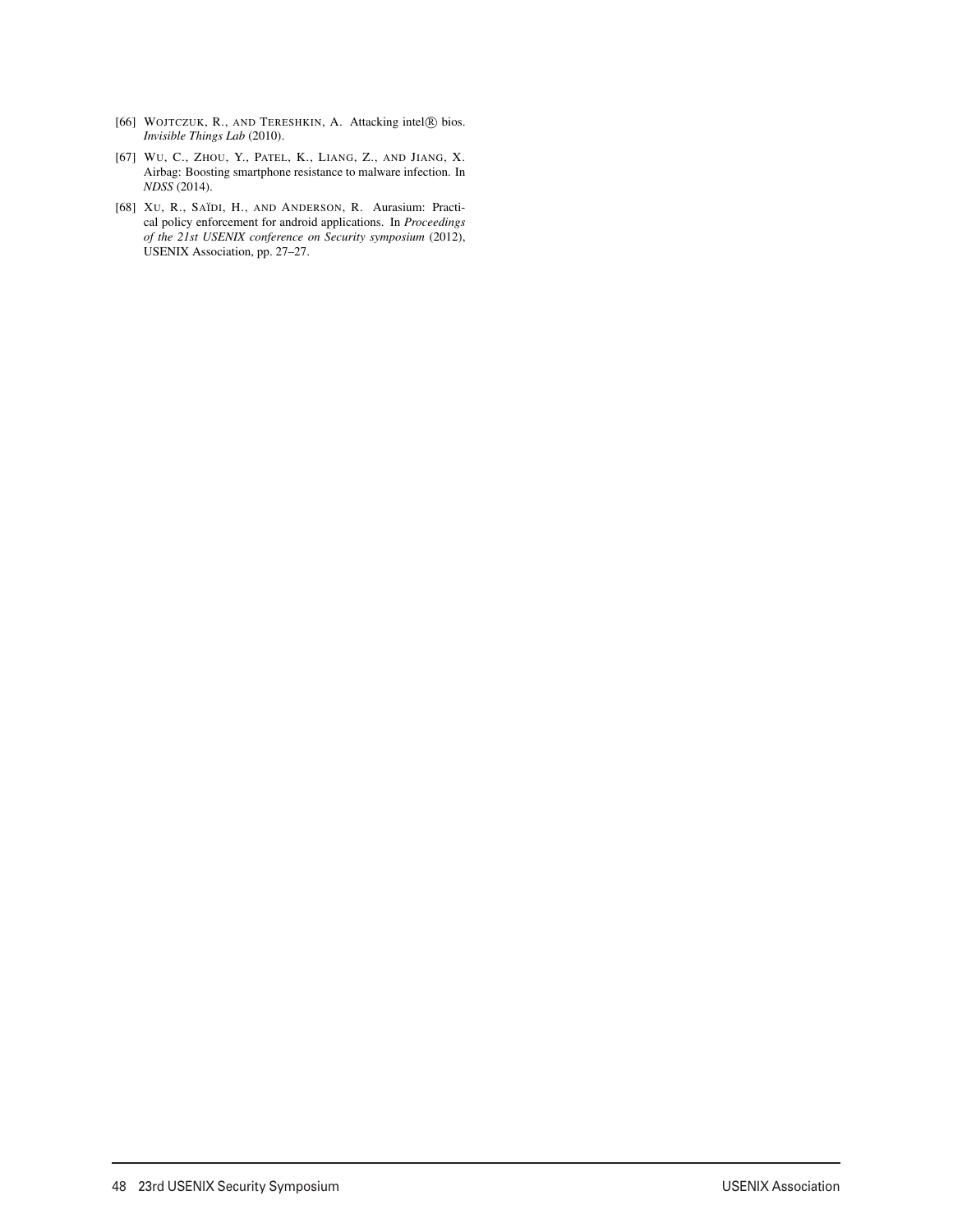[66] Wojtczuk, R., and Tereshkin, A. Attacking intel® bios. *Invisible Things Lab* (2010).

[67] Wu, C., Zhou, Y., Patel, K., Liang, Z., and Jiang, X. Airbag: Boosting smartphone resistance to malware infection. In *NDSS* (2014).

[68] Xu, R., Saïdi, H., and Anderson, R. Aurasium: Practical policy enforcement for android applications. In *Proceedings of the 21st USENIX conference on Security symposium* (2012), USENIX Association, pp. 27–27.